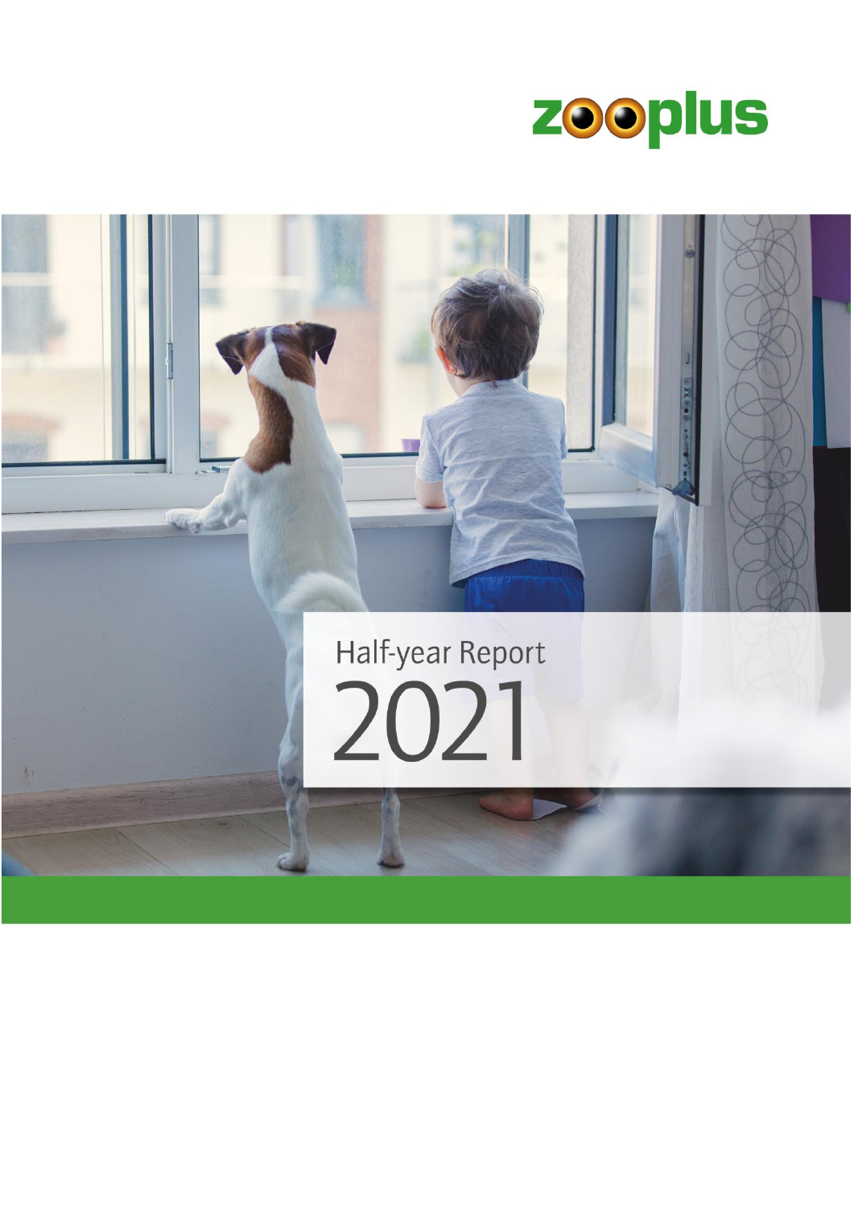zooplus

# Half-year Report 2021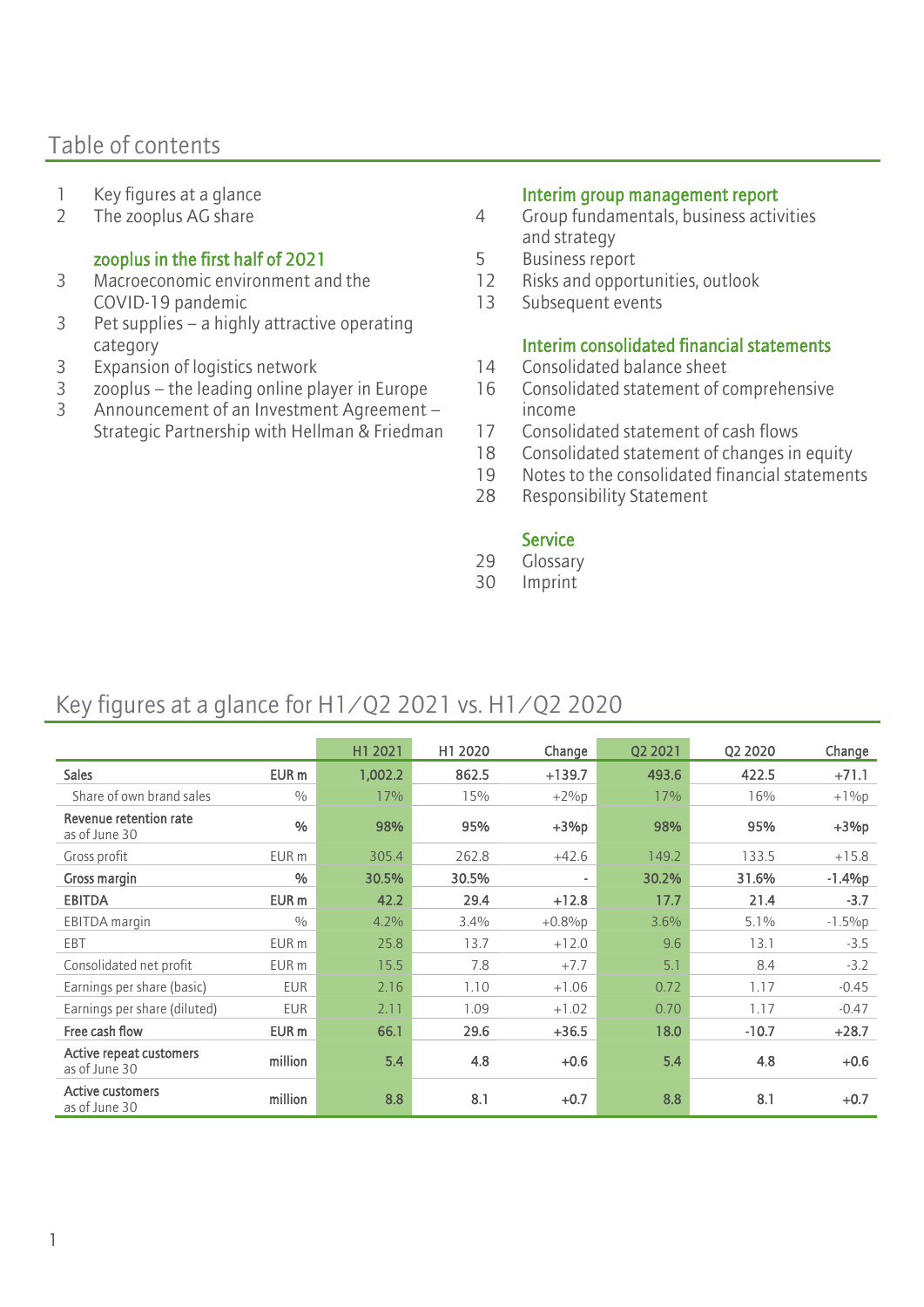## Table of contents

1 Key figures at a glance
2 The zooplus AG share

**zooplus in the first half of 2021**

3 Macroeconomic environment and the COVID-19 pandemic
3 Pet supplies – a highly attractive operating category
3 Expansion of logistics network
3 zooplus – the leading online player in Europe
3 Announcement of an Investment Agreement – Strategic Partnership with Hellman & Friedman

**Interim group management report**

4 Group fundamentals, business activities and strategy
5 Business report
12 Risks and opportunities, outlook
13 Subsequent events

**Interim consolidated financial statements**

14 Consolidated balance sheet
16 Consolidated statement of comprehensive income
17 Consolidated statement of cash flows
18 Consolidated statement of changes in equity
19 Notes to the consolidated financial statements
28 Responsibility Statement

**Service**

29 Glossary
30 Imprint

## Key figures at a glance for H1 / Q2 2021 vs. H1 / Q2 2020

| | | H1 2021 | H1 2020 | Change | Q2 2021 | Q2 2020 | Change |
|---|---|---|---|---|---|---|---|
| **Sales** | **EUR m** | **1,002.2** | **862.5** | **+139.7** | **493.6** | **422.5** | **+71.1** |
| Share of own brand sales | % | 17% | 15% | +2%p | 17% | 16% | +1%p |
| **Revenue retention rate** as of June 30 | **%** | **98%** | **95%** | **+3%p** | **98%** | **95%** | **+3%p** |
| Gross profit | EUR m | 305.4 | 262.8 | +42.6 | 149.2 | 133.5 | +15.8 |
| **Gross margin** | **%** | **30.5%** | **30.5%** | **-** | **30.2%** | **31.6%** | **-1.4%p** |
| **EBITDA** | **EUR m** | **42.2** | **29.4** | **+12.8** | **17.7** | **21.4** | **-3.7** |
| EBITDA margin | % | 4.2% | 3.4% | +0.8%p | 3.6% | 5.1% | -1.5%p |
| EBT | EUR m | 25.8 | 13.7 | +12.0 | 9.6 | 13.1 | -3.5 |
| Consolidated net profit | EUR m | 15.5 | 7.8 | +7.7 | 5.1 | 8.4 | -3.2 |
| Earnings per share (basic) | EUR | 2.16 | 1.10 | +1.06 | 0.72 | 1.17 | -0.45 |
| Earnings per share (diluted) | EUR | 2.11 | 1.09 | +1.02 | 0.70 | 1.17 | -0.47 |
| **Free cash flow** | **EUR m** | **66.1** | **29.6** | **+36.5** | **18.0** | **-10.7** | **+28.7** |
| **Active repeat customers** as of June 30 | **million** | **5.4** | **4.8** | **+0.6** | **5.4** | **4.8** | **+0.6** |
| **Active customers** as of June 30 | **million** | **8.8** | **8.1** | **+0.7** | **8.8** | **8.1** | **+0.7** |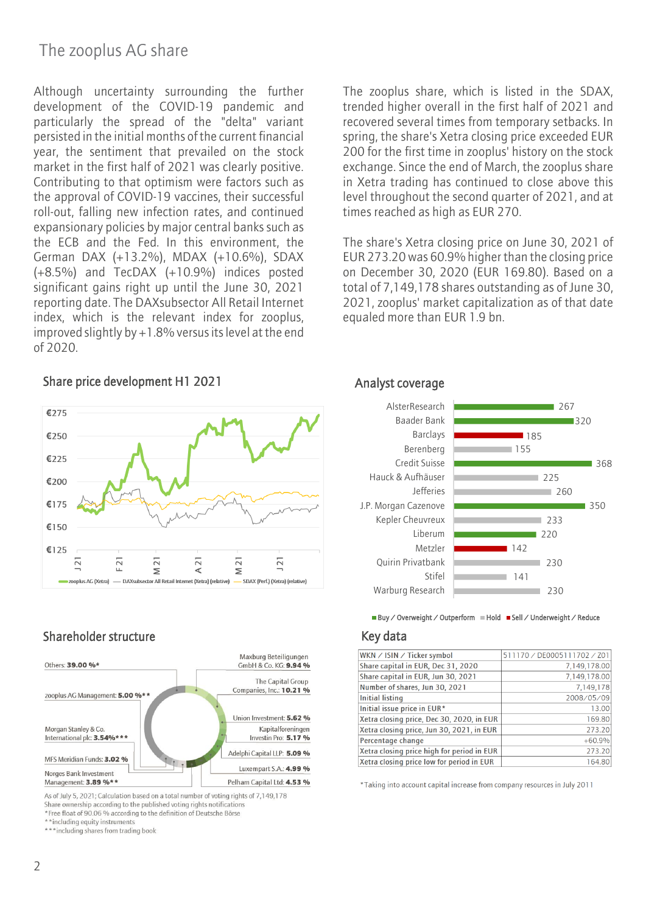# The zooplus AG share

Although uncertainty surrounding the further development of the COVID-19 pandemic and particularly the spread of the "delta" variant persisted in the initial months of the current financial year, the sentiment that prevailed on the stock market in the first half of 2021 was clearly positive. Contributing to that optimism were factors such as the approval of COVID-19 vaccines, their successful roll-out, falling new infection rates, and continued expansionary policies by major central banks such as the ECB and the Fed. In this environment, the German DAX (+13.2%), MDAX (+10.6%), SDAX (+8.5%) and TecDAX (+10.9%) indices posted significant gains right up until the June 30, 2021 reporting date. The DAXsubsector All Retail Internet index, which is the relevant index for zooplus, improved slightly by +1.8% versus its level at the end of 2020.

The zooplus share, which is listed in the SDAX, trended higher overall in the first half of 2021 and recovered several times from temporary setbacks. In spring, the share's Xetra closing price exceeded EUR 200 for the first time in zooplus' history on the stock exchange. Since the end of March, the zooplus share in Xetra trading has continued to close above this level throughout the second quarter of 2021, and at times reached as high as EUR 270.

The share's Xetra closing price on June 30, 2021 of EUR 273.20 was 60.9% higher than the closing price on December 30, 2020 (EUR 169.80). Based on a total of 7,149,178 shares outstanding as of June 30, 2021, zooplus' market capitalization as of that date equaled more than EUR 1.9 bn.

## Share price development H1 2021

Legend: zooplus AG (Xetra) — DAXsubsector All Retail Internet (Xetra) (relative) — SDAX (Perf.) (Xetra) (relative)

## Analyst coverage

| Analyst | Target (EUR) | Rating |
|---|---|---|
| AlsterResearch | 267 | Buy / Overweight / Outperform |
| Baader Bank | 320 | Buy / Overweight / Outperform |
| Barclays | 185 | Sell / Underweight / Reduce |
| Berenberg | 155 | Hold |
| Credit Suisse | 368 | Buy / Overweight / Outperform |
| Hauck & Aufhäuser | 225 | Hold |
| Jefferies | 260 | Hold |
| J.P. Morgan Cazenove | 350 | Buy / Overweight / Outperform |
| Kepler Cheuvreux | 233 | Hold |
| Liberum | 220 | Buy / Overweight / Outperform |
| Metzler | 142 | Sell / Underweight / Reduce |
| Quirin Privatbank | 230 | Hold |
| Stifel | 141 | Hold |
| Warburg Research | 230 | Hold |

## Shareholder structure

- Others: **39.00 %***
- zooplus AG Management: **5.00 %****
- Morgan Stanley & Co. International plc: **3.54%*****
- MFS Meridian Funds: **3.02 %**
- Norges Bank Investment Management: **3.89 %****
- Maxburg Beteiligungen GmbH & Co. KG: **9.94 %**
- The Capital Group Companies, Inc.: **10.21 %**
- Union Investment: **5.62 %**
- Kapitalforeningen Investin Pro: **5.17 %**
- Adelphi Capital LLP: **5.09 %**
- Luxempart S.A.: **4.99 %**
- Pelham Capital Ltd: **4.53 %**

As of July 5, 2021; Calculation based on a total number of voting rights of 7,149,178
Share ownership according to the published voting rights notifications
*Free float of 90.06 % according to the definition of Deutsche Börse
**including equity instruments
***including shares from trading book

## Key data

| | |
|---|---|
| WKN / ISIN / Ticker symbol | 511170 / DE0005111702 / Z01 |
| Share capital in EUR, Dec 31, 2020 | 7,149,178.00 |
| Share capital in EUR, Jun 30, 2021 | 7,149,178.00 |
| Number of shares, Jun 30, 2021 | 7,149,178 |
| Initial listing | 2008/05/09 |
| Initial issue price in EUR* | 13.00 |
| Xetra closing price, Dec 30, 2020, in EUR | 169.80 |
| Xetra closing price, Jun 30, 2021, in EUR | 273.20 |
| Percentage change | +60.9% |
| Xetra closing price high for period in EUR | 273.20 |
| Xetra closing price low for period in EUR | 164.80 |

*Taking into account capital increase from company resources in July 2011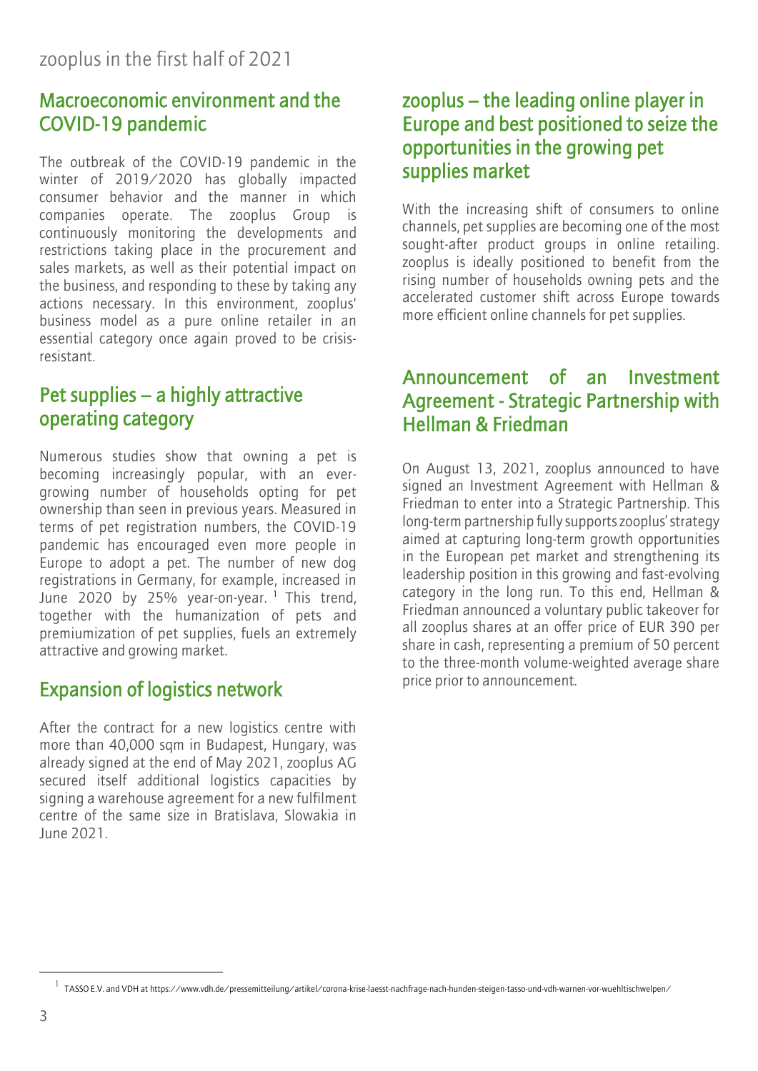# zooplus in the first half of 2021

## Macroeconomic environment and the COVID-19 pandemic

The outbreak of the COVID-19 pandemic in the winter of 2019/2020 has globally impacted consumer behavior and the manner in which companies operate. The zooplus Group is continuously monitoring the developments and restrictions taking place in the procurement and sales markets, as well as their potential impact on the business, and responding to these by taking any actions necessary. In this environment, zooplus' business model as a pure online retailer in an essential category once again proved to be crisis-resistant.

## Pet supplies – a highly attractive operating category

Numerous studies show that owning a pet is becoming increasingly popular, with an ever-growing number of households opting for pet ownership than seen in previous years. Measured in terms of pet registration numbers, the COVID-19 pandemic has encouraged even more people in Europe to adopt a pet. The number of new dog registrations in Germany, for example, increased in June 2020 by 25% year-on-year. [1] This trend, together with the humanization of pets and premiumization of pet supplies, fuels an extremely attractive and growing market.

## Expansion of logistics network

After the contract for a new logistics centre with more than 40,000 sqm in Budapest, Hungary, was already signed at the end of May 2021, zooplus AG secured itself additional logistics capacities by signing a warehouse agreement for a new fulfilment centre of the same size in Bratislava, Slowakia in June 2021.

## zooplus – the leading online player in Europe and best positioned to seize the opportunities in the growing pet supplies market

With the increasing shift of consumers to online channels, pet supplies are becoming one of the most sought-after product groups in online retailing. zooplus is ideally positioned to benefit from the rising number of households owning pets and the accelerated customer shift across Europe towards more efficient online channels for pet supplies.

## Announcement of an Investment Agreement - Strategic Partnership with Hellman & Friedman

On August 13, 2021, zooplus announced to have signed an Investment Agreement with Hellman & Friedman to enter into a Strategic Partnership. This long-term partnership fully supports zooplus' strategy aimed at capturing long-term growth opportunities in the European pet market and strengthening its leadership position in this growing and fast-evolving category in the long run. To this end, Hellman & Friedman announced a voluntary public takeover for all zooplus shares at an offer price of EUR 390 per share in cash, representing a premium of 50 percent to the three-month volume-weighted average share price prior to announcement.

---

[1] TASSO E.V. and VDH at https://www.vdh.de/pressemitteilung/artikel/corona-krise-laesst-nachfrage-nach-hunden-steigen-tasso-und-vdh-warnen-vor-wuehltischwelpen/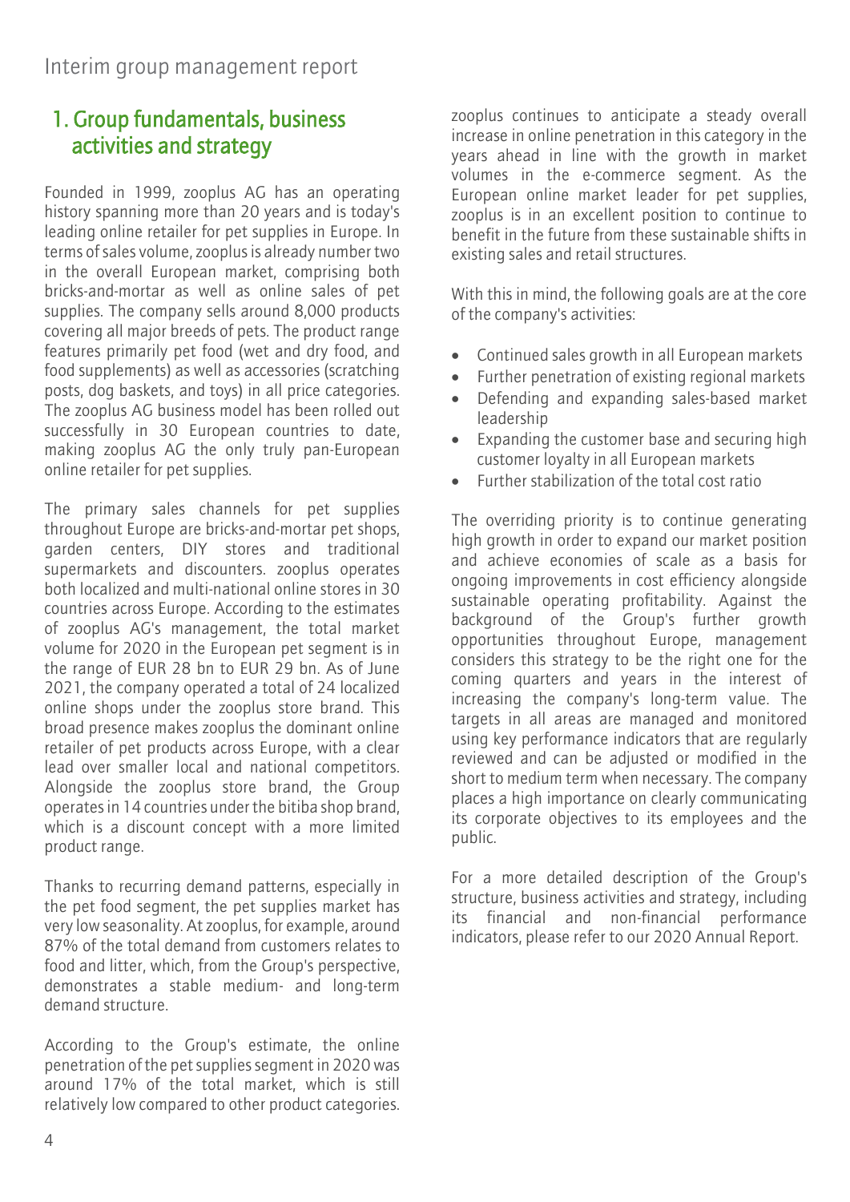# Interim group management report

## 1. Group fundamentals, business activities and strategy

Founded in 1999, zooplus AG has an operating history spanning more than 20 years and is today's leading online retailer for pet supplies in Europe. In terms of sales volume, zooplus is already number two in the overall European market, comprising both bricks-and-mortar as well as online sales of pet supplies. The company sells around 8,000 products covering all major breeds of pets. The product range features primarily pet food (wet and dry food, and food supplements) as well as accessories (scratching posts, dog baskets, and toys) in all price categories. The zooplus AG business model has been rolled out successfully in 30 European countries to date, making zooplus AG the only truly pan-European online retailer for pet supplies.

The primary sales channels for pet supplies throughout Europe are bricks-and-mortar pet shops, garden centers, DIY stores and traditional supermarkets and discounters. zooplus operates both localized and multi-national online stores in 30 countries across Europe. According to the estimates of zooplus AG's management, the total market volume for 2020 in the European pet segment is in the range of EUR 28 bn to EUR 29 bn. As of June 2021, the company operated a total of 24 localized online shops under the zooplus store brand. This broad presence makes zooplus the dominant online retailer of pet products across Europe, with a clear lead over smaller local and national competitors. Alongside the zooplus store brand, the Group operates in 14 countries under the bitiba shop brand, which is a discount concept with a more limited product range.

Thanks to recurring demand patterns, especially in the pet food segment, the pet supplies market has very low seasonality. At zooplus, for example, around 87% of the total demand from customers relates to food and litter, which, from the Group's perspective, demonstrates a stable medium- and long-term demand structure.

According to the Group's estimate, the online penetration of the pet supplies segment in 2020 was around 17% of the total market, which is still relatively low compared to other product categories. zooplus continues to anticipate a steady overall increase in online penetration in this category in the years ahead in line with the growth in market volumes in the e-commerce segment. As the European online market leader for pet supplies, zooplus is in an excellent position to continue to benefit in the future from these sustainable shifts in existing sales and retail structures.

With this in mind, the following goals are at the core of the company's activities:

- Continued sales growth in all European markets
- Further penetration of existing regional markets
- Defending and expanding sales-based market leadership
- Expanding the customer base and securing high customer loyalty in all European markets
- Further stabilization of the total cost ratio

The overriding priority is to continue generating high growth in order to expand our market position and achieve economies of scale as a basis for ongoing improvements in cost efficiency alongside sustainable operating profitability. Against the background of the Group's further growth opportunities throughout Europe, management considers this strategy to be the right one for the coming quarters and years in the interest of increasing the company's long-term value. The targets in all areas are managed and monitored using key performance indicators that are regularly reviewed and can be adjusted or modified in the short to medium term when necessary. The company places a high importance on clearly communicating its corporate objectives to its employees and the public.

For a more detailed description of the Group's structure, business activities and strategy, including its financial and non-financial performance indicators, please refer to our 2020 Annual Report.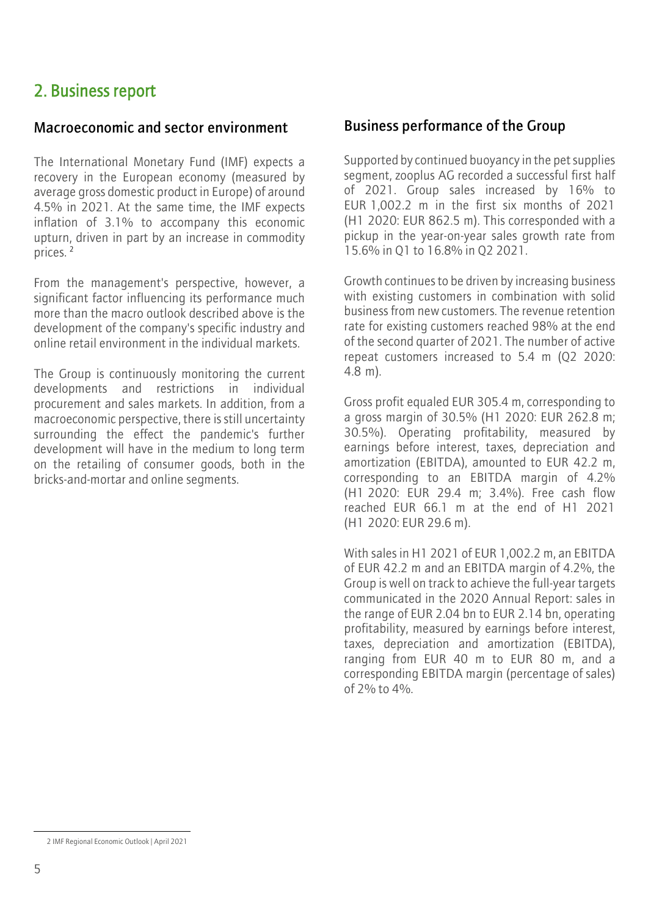## 2. Business report

### Macroeconomic and sector environment

The International Monetary Fund (IMF) expects a recovery in the European economy (measured by average gross domestic product in Europe) of around 4.5% in 2021. At the same time, the IMF expects inflation of 3.1% to accompany this economic upturn, driven in part by an increase in commodity prices. [2]

From the management's perspective, however, a significant factor influencing its performance much more than the macro outlook described above is the development of the company's specific industry and online retail environment in the individual markets.

The Group is continuously monitoring the current developments and restrictions in individual procurement and sales markets. In addition, from a macroeconomic perspective, there is still uncertainty surrounding the effect the pandemic's further development will have in the medium to long term on the retailing of consumer goods, both in the bricks-and-mortar and online segments.

### Business performance of the Group

Supported by continued buoyancy in the pet supplies segment, zooplus AG recorded a successful first half of 2021. Group sales increased by 16% to EUR 1,002.2 m in the first six months of 2021 (H1 2020: EUR 862.5 m). This corresponded with a pickup in the year-on-year sales growth rate from 15.6% in Q1 to 16.8% in Q2 2021.

Growth continues to be driven by increasing business with existing customers in combination with solid business from new customers. The revenue retention rate for existing customers reached 98% at the end of the second quarter of 2021. The number of active repeat customers increased to 5.4 m (Q2 2020: 4.8 m).

Gross profit equaled EUR 305.4 m, corresponding to a gross margin of 30.5% (H1 2020: EUR 262.8 m; 30.5%). Operating profitability, measured by earnings before interest, taxes, depreciation and amortization (EBITDA), amounted to EUR 42.2 m, corresponding to an EBITDA margin of 4.2% (H1 2020: EUR 29.4 m; 3.4%). Free cash flow reached EUR 66.1 m at the end of H1 2021 (H1 2020: EUR 29.6 m).

With sales in H1 2021 of EUR 1,002.2 m, an EBITDA of EUR 42.2 m and an EBITDA margin of 4.2%, the Group is well on track to achieve the full-year targets communicated in the 2020 Annual Report: sales in the range of EUR 2.04 bn to EUR 2.14 bn, operating profitability, measured by earnings before interest, taxes, depreciation and amortization (EBITDA), ranging from EUR 40 m to EUR 80 m, and a corresponding EBITDA margin (percentage of sales) of 2% to 4%.

2 IMF Regional Economic Outlook | April 2021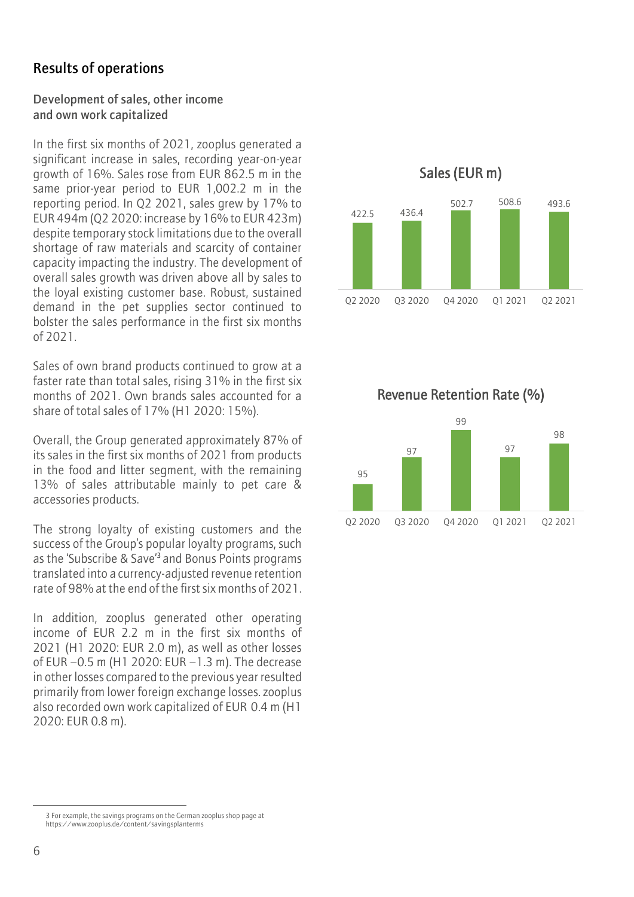## Results of operations

### Development of sales, other income and own work capitalized

In the first six months of 2021, zooplus generated a significant increase in sales, recording year-on-year growth of 16%. Sales rose from EUR 862.5 m in the same prior-year period to EUR 1,002.2 m in the reporting period. In Q2 2021, sales grew by 17% to EUR 494m (Q2 2020: increase by 16% to EUR 423m) despite temporary stock limitations due to the overall shortage of raw materials and scarcity of container capacity impacting the industry. The development of overall sales growth was driven above all by sales to the loyal existing customer base. Robust, sustained demand in the pet supplies sector continued to bolster the sales performance in the first six months of 2021.

Sales of own brand products continued to grow at a faster rate than total sales, rising 31% in the first six months of 2021. Own brands sales accounted for a share of total sales of 17% (H1 2020: 15%).

Overall, the Group generated approximately 87% of its sales in the first six months of 2021 from products in the food and litter segment, with the remaining 13% of sales attributable mainly to pet care & accessories products.

The strong loyalty of existing customers and the success of the Group's popular loyalty programs, such as the 'Subscribe & Save'[3] and Bonus Points programs translated into a currency-adjusted revenue retention rate of 98% at the end of the first six months of 2021.

In addition, zooplus generated other operating income of EUR 2.2 m in the first six months of 2021 (H1 2020: EUR 2.0 m), as well as other losses of EUR –0.5 m (H1 2020: EUR –1.3 m). The decrease in other losses compared to the previous year resulted primarily from lower foreign exchange losses. zooplus also recorded own work capitalized of EUR 0.4 m (H1 2020: EUR 0.8 m).

**Sales (EUR m)**

| Q2 2020 | Q3 2020 | Q4 2020 | Q1 2021 | Q2 2021 |
|---|---|---|---|---|
| 422.5 | 436.4 | 502.7 | 508.6 | 493.6 |

**Revenue Retention Rate (%)**

| Q2 2020 | Q3 2020 | Q4 2020 | Q1 2021 | Q2 2021 |
|---|---|---|---|---|
| 95 | 97 | 99 | 97 | 98 |

3 For example, the savings programs on the German zooplus shop page at https://www.zooplus.de/content/savingsplanterms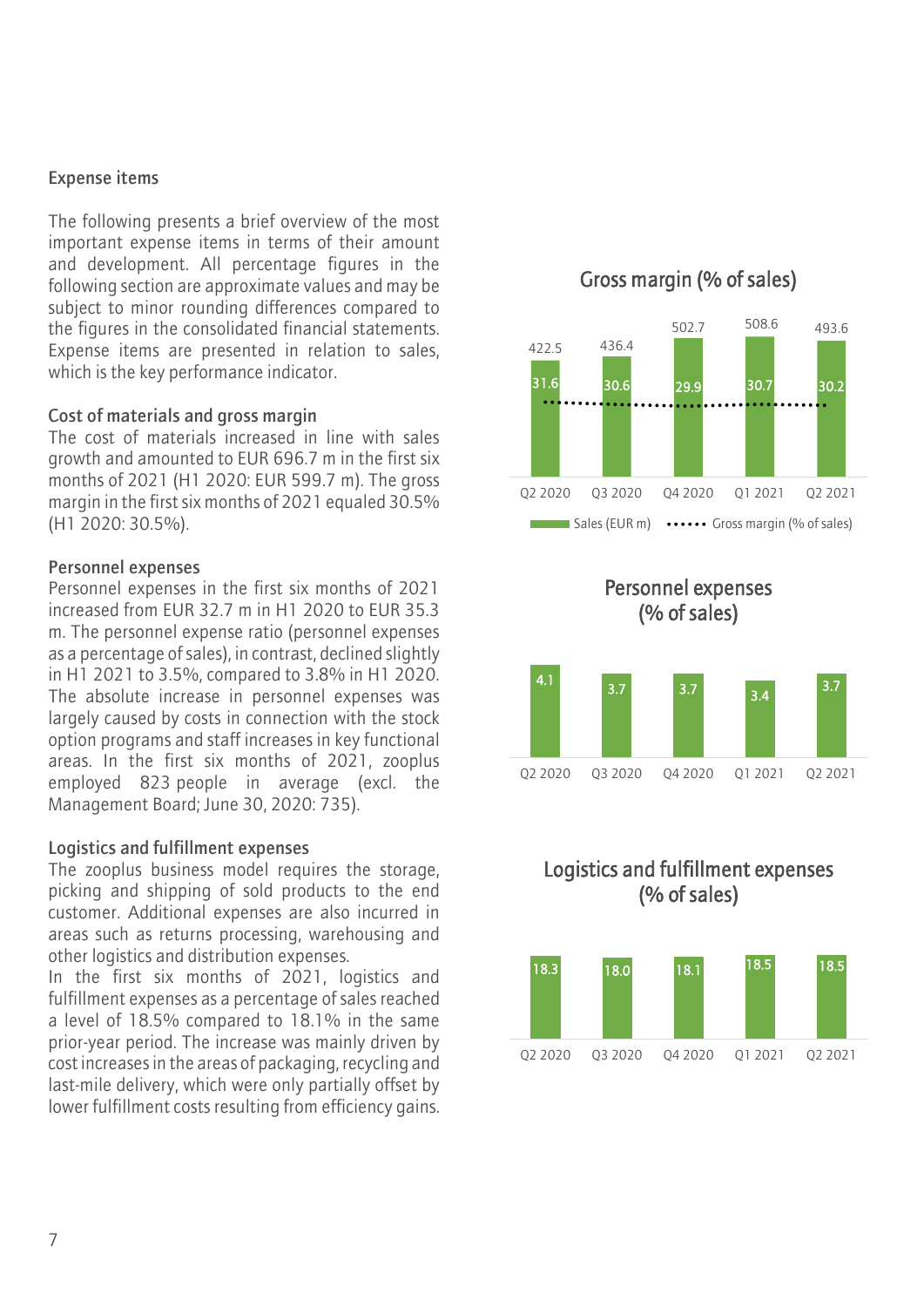## Expense items

The following presents a brief overview of the most important expense items in terms of their amount and development. All percentage figures in the following section are approximate values and may be subject to minor rounding differences compared to the figures in the consolidated financial statements. Expense items are presented in relation to sales, which is the key performance indicator.

### Cost of materials and gross margin

The cost of materials increased in line with sales growth and amounted to EUR 696.7 m in the first six months of 2021 (H1 2020: EUR 599.7 m). The gross margin in the first six months of 2021 equaled 30.5% (H1 2020: 30.5%).

### Personnel expenses

Personnel expenses in the first six months of 2021 increased from EUR 32.7 m in H1 2020 to EUR 35.3 m. The personnel expense ratio (personnel expenses as a percentage of sales), in contrast, declined slightly in H1 2021 to 3.5%, compared to 3.8% in H1 2020. The absolute increase in personnel expenses was largely caused by costs in connection with the stock option programs and staff increases in key functional areas. In the first six months of 2021, zooplus employed 823 people in average (excl. the Management Board; June 30, 2020: 735).

### Logistics and fulfillment expenses

The zooplus business model requires the storage, picking and shipping of sold products to the end customer. Additional expenses are also incurred in areas such as returns processing, warehousing and other logistics and distribution expenses.

In the first six months of 2021, logistics and fulfillment expenses as a percentage of sales reached a level of 18.5% compared to 18.1% in the same prior-year period. The increase was mainly driven by cost increases in the areas of packaging, recycling and last-mile delivery, which were only partially offset by lower fulfillment costs resulting from efficiency gains.

**Gross margin (% of sales)**

| | Q2 2020 | Q3 2020 | Q4 2020 | Q1 2021 | Q2 2021 |
|---|---|---|---|---|---|
| Sales (EUR m) | 422.5 | 436.4 | 502.7 | 508.6 | 493.6 |
| Gross margin (% of sales) | 31.6 | 30.6 | 29.9 | 30.7 | 30.2 |

**Personnel expenses (% of sales)**

| Q2 2020 | Q3 2020 | Q4 2020 | Q1 2021 | Q2 2021 |
|---|---|---|---|---|
| 4.1 | 3.7 | 3.7 | 3.4 | 3.7 |

**Logistics and fulfillment expenses (% of sales)**

| Q2 2020 | Q3 2020 | Q4 2020 | Q1 2021 | Q2 2021 |
|---|---|---|---|---|
| 18.3 | 18.0 | 18.1 | 18.5 | 18.5 |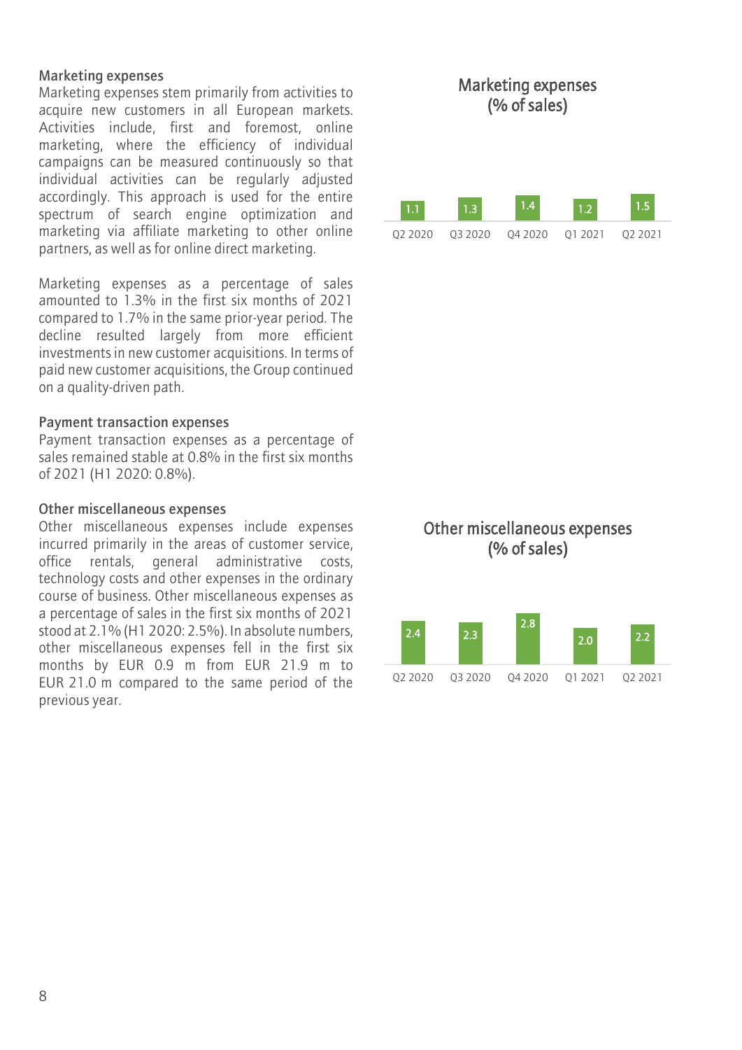### Marketing expenses

Marketing expenses stem primarily from activities to acquire new customers in all European markets. Activities include, first and foremost, online marketing, where the efficiency of individual campaigns can be measured continuously so that individual activities can be regularly adjusted accordingly. This approach is used for the entire spectrum of search engine optimization and marketing via affiliate marketing to other online partners, as well as for online direct marketing.

Marketing expenses as a percentage of sales amounted to 1.3% in the first six months of 2021 compared to 1.7% in the same prior-year period. The decline resulted largely from more efficient investments in new customer acquisitions. In terms of paid new customer acquisitions, the Group continued on a quality-driven path.

**Marketing expenses (% of sales)**

| Q2 2020 | Q3 2020 | Q4 2020 | Q1 2021 | Q2 2021 |
|---|---|---|---|---|
| 1.1 | 1.3 | 1.4 | 1.2 | 1.5 |

### Payment transaction expenses

Payment transaction expenses as a percentage of sales remained stable at 0.8% in the first six months of 2021 (H1 2020: 0.8%).

### Other miscellaneous expenses

Other miscellaneous expenses include expenses incurred primarily in the areas of customer service, office rentals, general administrative costs, technology costs and other expenses in the ordinary course of business. Other miscellaneous expenses as a percentage of sales in the first six months of 2021 stood at 2.1% (H1 2020: 2.5%). In absolute numbers, other miscellaneous expenses fell in the first six months by EUR 0.9 m from EUR 21.9 m to EUR 21.0 m compared to the same period of the previous year.

**Other miscellaneous expenses (% of sales)**

| Q2 2020 | Q3 2020 | Q4 2020 | Q1 2021 | Q2 2021 |
|---|---|---|---|---|
| 2.4 | 2.3 | 2.8 | 2.0 | 2.2 |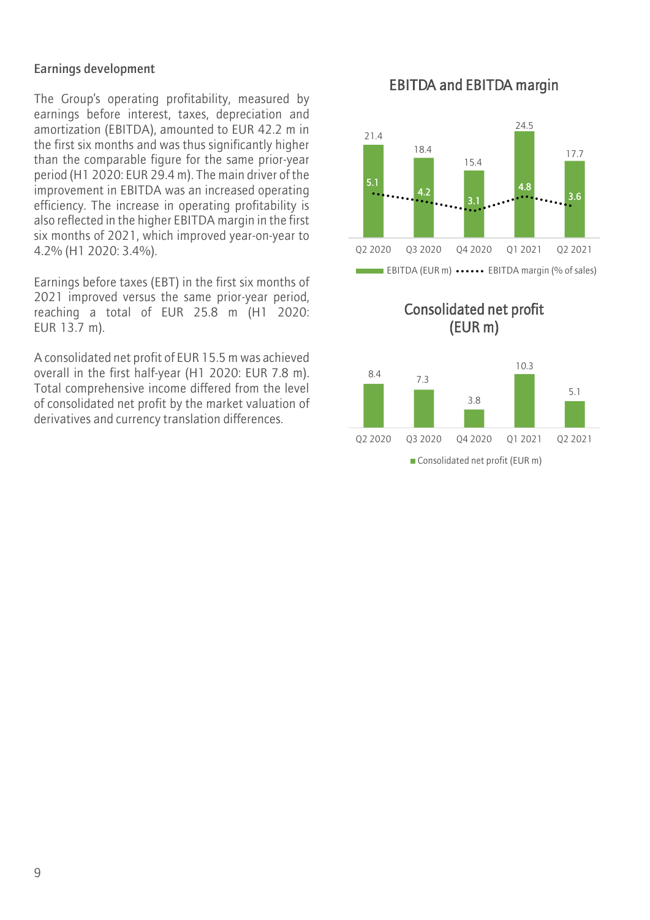## Earnings development

The Group's operating profitability, measured by earnings before interest, taxes, depreciation and amortization (EBITDA), amounted to EUR 42.2 m in the first six months and was thus significantly higher than the comparable figure for the same prior-year period (H1 2020: EUR 29.4 m). The main driver of the improvement in EBITDA was an increased operating efficiency. The increase in operating profitability is also reflected in the higher EBITDA margin in the first six months of 2021, which improved year-on-year to 4.2% (H1 2020: 3.4%).

Earnings before taxes (EBT) in the first six months of 2021 improved versus the same prior-year period, reaching a total of EUR 25.8 m (H1 2020: EUR 13.7 m).

A consolidated net profit of EUR 15.5 m was achieved overall in the first half-year (H1 2020: EUR 7.8 m). Total comprehensive income differed from the level of consolidated net profit by the market valuation of derivatives and currency translation differences.

### EBITDA and EBITDA margin

| | Q2 2020 | Q3 2020 | Q4 2020 | Q1 2021 | Q2 2021 |
|---|---|---|---|---|---|
| EBITDA (EUR m) | 21.4 | 18.4 | 15.4 | 24.5 | 17.7 |
| EBITDA margin (% of sales) | 5.1 | 4.2 | 3.1 | 4.8 | 3.6 |

### Consolidated net profit (EUR m)

| | Q2 2020 | Q3 2020 | Q4 2020 | Q1 2021 | Q2 2021 |
|---|---|---|---|---|---|
| Consolidated net profit (EUR m) | 8.4 | 7.3 | 3.8 | 10.3 | 5.1 |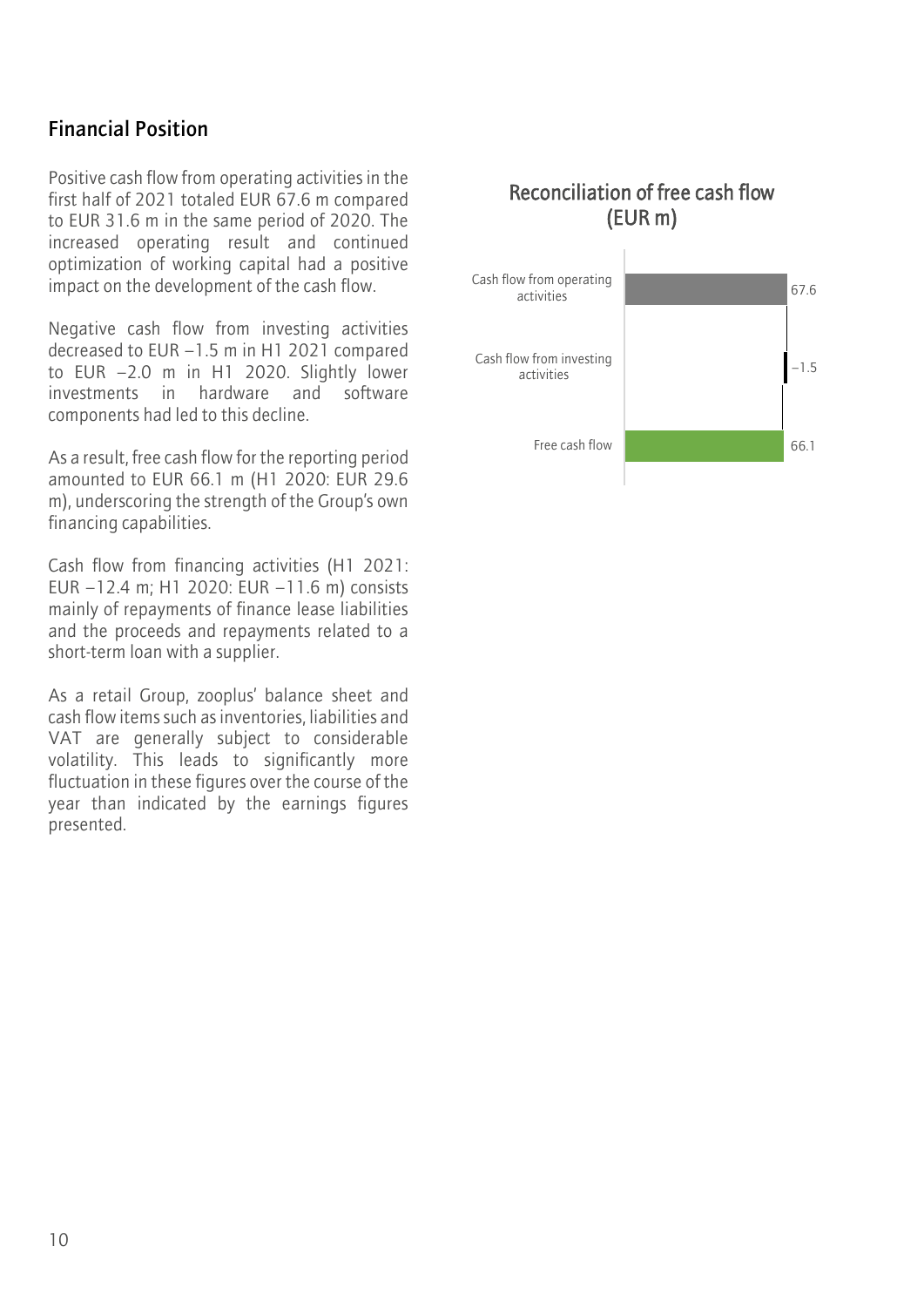## Financial Position

Positive cash flow from operating activities in the first half of 2021 totaled EUR 67.6 m compared to EUR 31.6 m in the same period of 2020. The increased operating result and continued optimization of working capital had a positive impact on the development of the cash flow.

Negative cash flow from investing activities decreased to EUR −1.5 m in H1 2021 compared to EUR −2.0 m in H1 2020. Slightly lower investments in hardware and software components had led to this decline.

As a result, free cash flow for the reporting period amounted to EUR 66.1 m (H1 2020: EUR 29.6 m), underscoring the strength of the Group's own financing capabilities.

Cash flow from financing activities (H1 2021: EUR −12.4 m; H1 2020: EUR −11.6 m) consists mainly of repayments of finance lease liabilities and the proceeds and repayments related to a short-term loan with a supplier.

As a retail Group, zooplus' balance sheet and cash flow items such as inventories, liabilities and VAT are generally subject to considerable volatility. This leads to significantly more fluctuation in these figures over the course of the year than indicated by the earnings figures presented.

### Reconciliation of free cash flow (EUR m)

| Item | EUR m |
|---|---|
| Cash flow from operating activities | 67.6 |
| Cash flow from investing activities | −1.5 |
| Free cash flow | 66.1 |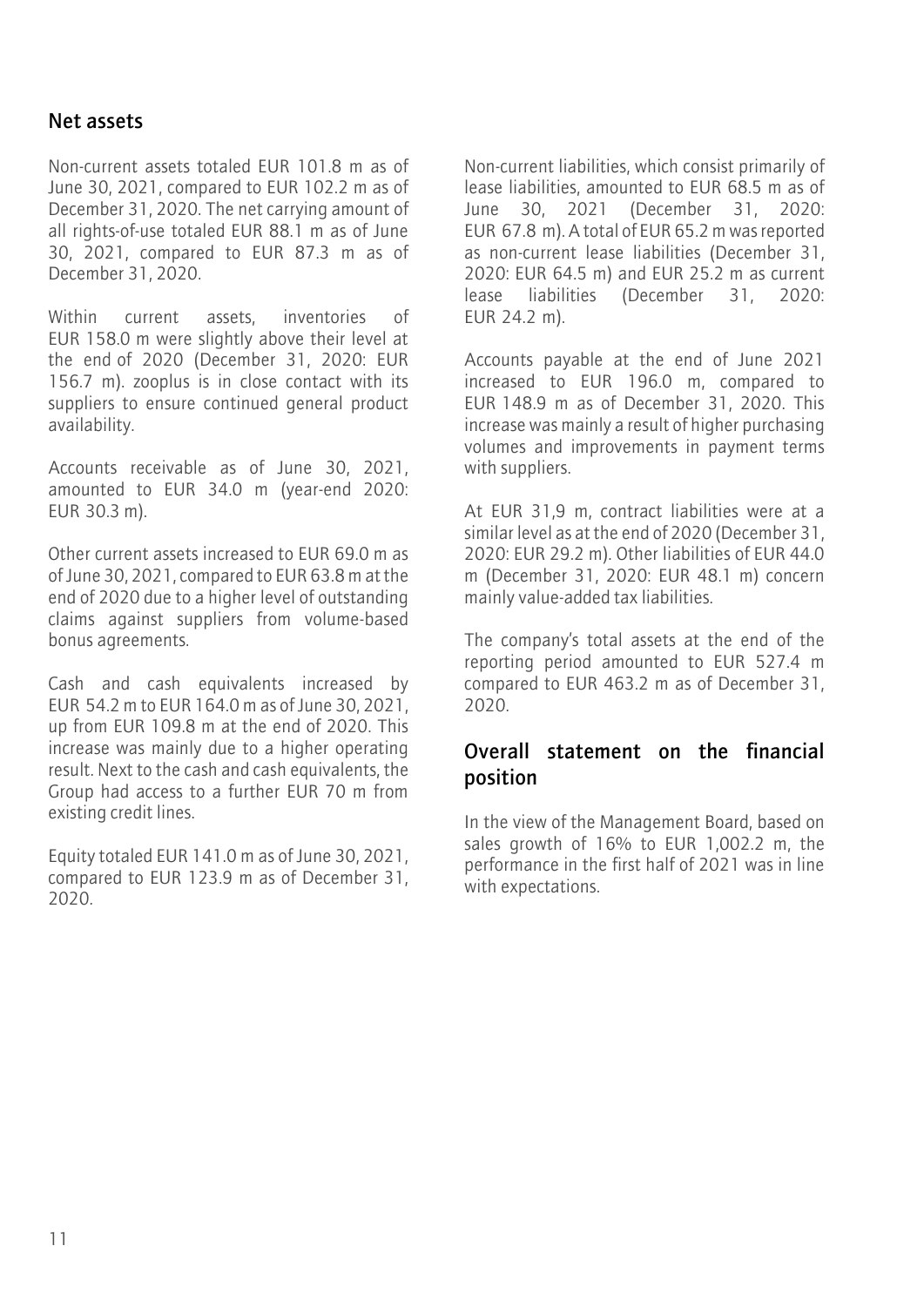## Net assets

Non-current assets totaled EUR 101.8 m as of June 30, 2021, compared to EUR 102.2 m as of December 31, 2020. The net carrying amount of all rights-of-use totaled EUR 88.1 m as of June 30, 2021, compared to EUR 87.3 m as of December 31, 2020.

Within current assets, inventories of EUR 158.0 m were slightly above their level at the end of 2020 (December 31, 2020: EUR 156.7 m). zooplus is in close contact with its suppliers to ensure continued general product availability.

Accounts receivable as of June 30, 2021, amounted to EUR 34.0 m (year-end 2020: EUR 30.3 m).

Other current assets increased to EUR 69.0 m as of June 30, 2021, compared to EUR 63.8 m at the end of 2020 due to a higher level of outstanding claims against suppliers from volume-based bonus agreements.

Cash and cash equivalents increased by EUR 54.2 m to EUR 164.0 m as of June 30, 2021, up from EUR 109.8 m at the end of 2020. This increase was mainly due to a higher operating result. Next to the cash and cash equivalents, the Group had access to a further EUR 70 m from existing credit lines.

Equity totaled EUR 141.0 m as of June 30, 2021, compared to EUR 123.9 m as of December 31, 2020.

Non-current liabilities, which consist primarily of lease liabilities, amounted to EUR 68.5 m as of June 30, 2021 (December 31, 2020: EUR 67.8 m). A total of EUR 65.2 m was reported as non-current lease liabilities (December 31, 2020: EUR 64.5 m) and EUR 25.2 m as current lease liabilities (December 31, 2020: EUR 24.2 m).

Accounts payable at the end of June 2021 increased to EUR 196.0 m, compared to EUR 148.9 m as of December 31, 2020. This increase was mainly a result of higher purchasing volumes and improvements in payment terms with suppliers.

At EUR 31,9 m, contract liabilities were at a similar level as at the end of 2020 (December 31, 2020: EUR 29.2 m). Other liabilities of EUR 44.0 m (December 31, 2020: EUR 48.1 m) concern mainly value-added tax liabilities.

The company's total assets at the end of the reporting period amounted to EUR 527.4 m compared to EUR 463.2 m as of December 31, 2020.

## Overall statement on the financial position

In the view of the Management Board, based on sales growth of 16% to EUR 1,002.2 m, the performance in the first half of 2021 was in line with expectations.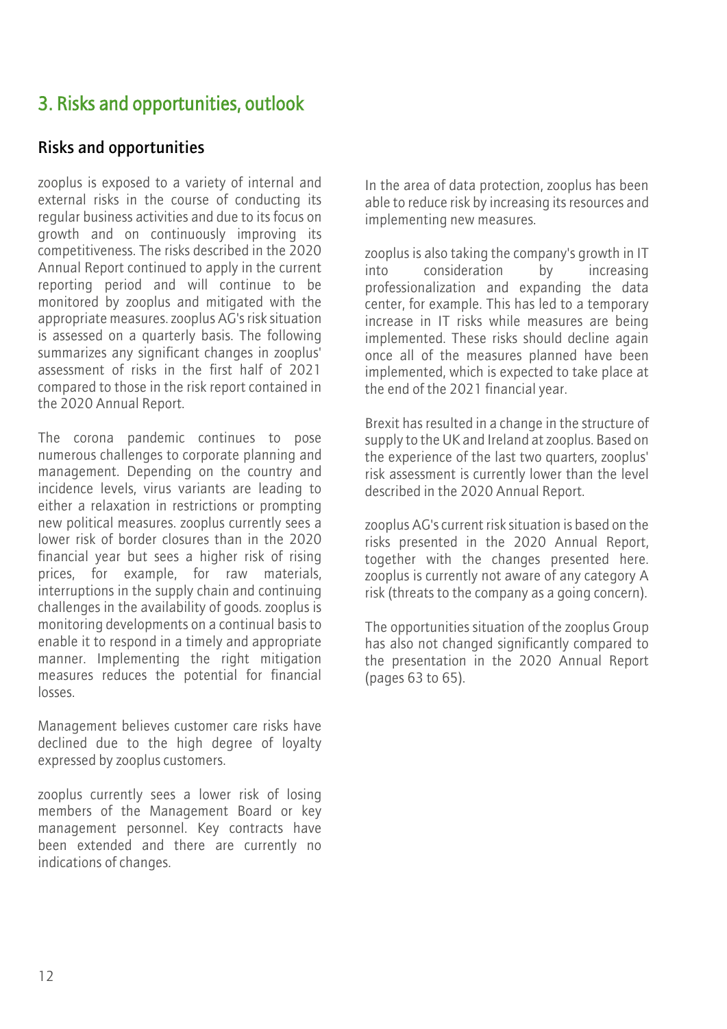# 3. Risks and opportunities, outlook

## Risks and opportunities

zooplus is exposed to a variety of internal and external risks in the course of conducting its regular business activities and due to its focus on growth and on continuously improving its competitiveness. The risks described in the 2020 Annual Report continued to apply in the current reporting period and will continue to be monitored by zooplus and mitigated with the appropriate measures. zooplus AG's risk situation is assessed on a quarterly basis. The following summarizes any significant changes in zooplus' assessment of risks in the first half of 2021 compared to those in the risk report contained in the 2020 Annual Report.

The corona pandemic continues to pose numerous challenges to corporate planning and management. Depending on the country and incidence levels, virus variants are leading to either a relaxation in restrictions or prompting new political measures. zooplus currently sees a lower risk of border closures than in the 2020 financial year but sees a higher risk of rising prices, for example, for raw materials, interruptions in the supply chain and continuing challenges in the availability of goods. zooplus is monitoring developments on a continual basis to enable it to respond in a timely and appropriate manner. Implementing the right mitigation measures reduces the potential for financial losses.

Management believes customer care risks have declined due to the high degree of loyalty expressed by zooplus customers.

zooplus currently sees a lower risk of losing members of the Management Board or key management personnel. Key contracts have been extended and there are currently no indications of changes.

In the area of data protection, zooplus has been able to reduce risk by increasing its resources and implementing new measures.

zooplus is also taking the company's growth in IT into consideration by increasing professionalization and expanding the data center, for example. This has led to a temporary increase in IT risks while measures are being implemented. These risks should decline again once all of the measures planned have been implemented, which is expected to take place at the end of the 2021 financial year.

Brexit has resulted in a change in the structure of supply to the UK and Ireland at zooplus. Based on the experience of the last two quarters, zooplus' risk assessment is currently lower than the level described in the 2020 Annual Report.

zooplus AG's current risk situation is based on the risks presented in the 2020 Annual Report, together with the changes presented here. zooplus is currently not aware of any category A risk (threats to the company as a going concern).

The opportunities situation of the zooplus Group has also not changed significantly compared to the presentation in the 2020 Annual Report (pages 63 to 65).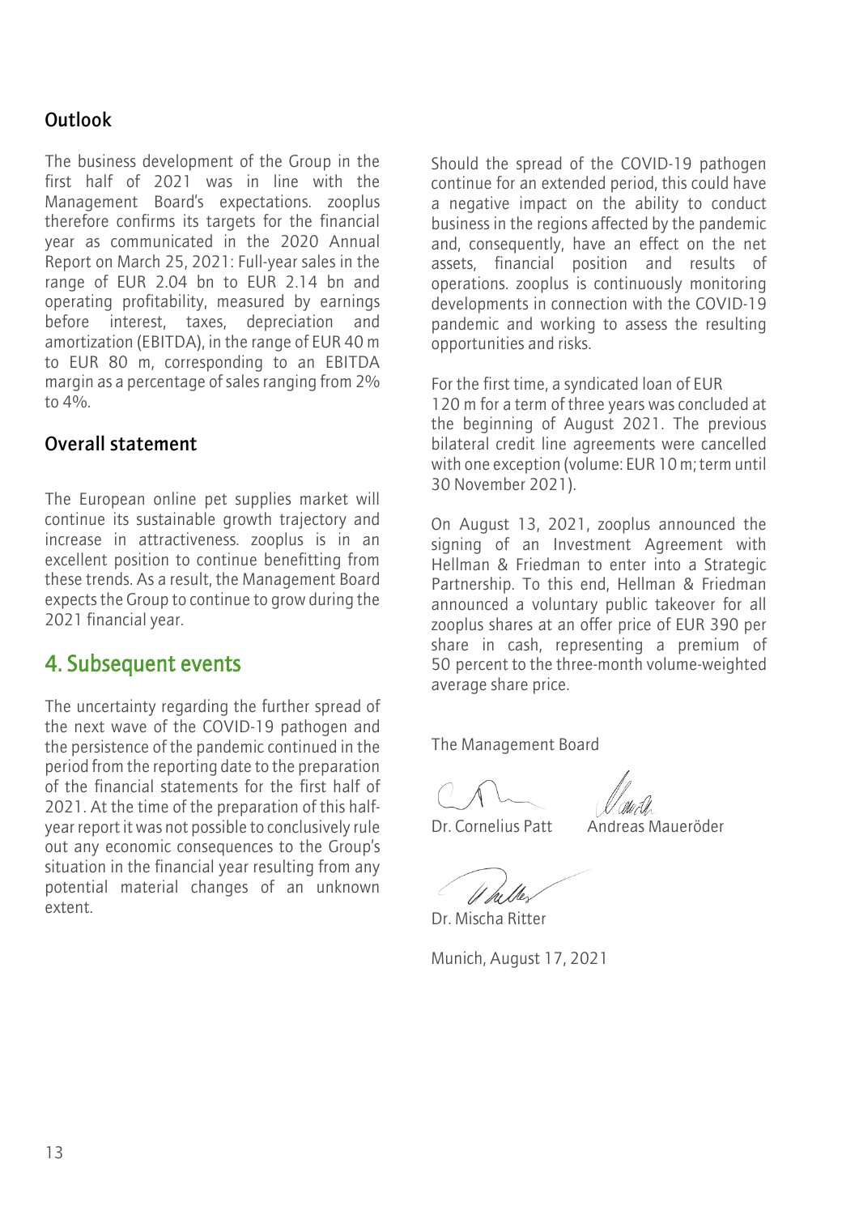## Outlook

The business development of the Group in the first half of 2021 was in line with the Management Board's expectations. zooplus therefore confirms its targets for the financial year as communicated in the 2020 Annual Report on March 25, 2021: Full-year sales in the range of EUR 2.04 bn to EUR 2.14 bn and operating profitability, measured by earnings before interest, taxes, depreciation and amortization (EBITDA), in the range of EUR 40 m to EUR 80 m, corresponding to an EBITDA margin as a percentage of sales ranging from 2% to 4%.

## Overall statement

The European online pet supplies market will continue its sustainable growth trajectory and increase in attractiveness. zooplus is in an excellent position to continue benefitting from these trends. As a result, the Management Board expects the Group to continue to grow during the 2021 financial year.

# 4. Subsequent events

The uncertainty regarding the further spread of the next wave of the COVID-19 pathogen and the persistence of the pandemic continued in the period from the reporting date to the preparation of the financial statements for the first half of 2021. At the time of the preparation of this half-year report it was not possible to conclusively rule out any economic consequences to the Group's situation in the financial year resulting from any potential material changes of an unknown extent.

Should the spread of the COVID-19 pathogen continue for an extended period, this could have a negative impact on the ability to conduct business in the regions affected by the pandemic and, consequently, have an effect on the net assets, financial position and results of operations. zooplus is continuously monitoring developments in connection with the COVID-19 pandemic and working to assess the resulting opportunities and risks.

For the first time, a syndicated loan of EUR 120 m for a term of three years was concluded at the beginning of August 2021. The previous bilateral credit line agreements were cancelled with one exception (volume: EUR 10 m; term until 30 November 2021).

On August 13, 2021, zooplus announced the signing of an Investment Agreement with Hellman & Friedman to enter into a Strategic Partnership. To this end, Hellman & Friedman announced a voluntary public takeover for all zooplus shares at an offer price of EUR 390 per share in cash, representing a premium of 50 percent to the three-month volume-weighted average share price.

The Management Board

Dr. Cornelius Patt    Andreas Maueröder

Dr. Mischa Ritter

Munich, August 17, 2021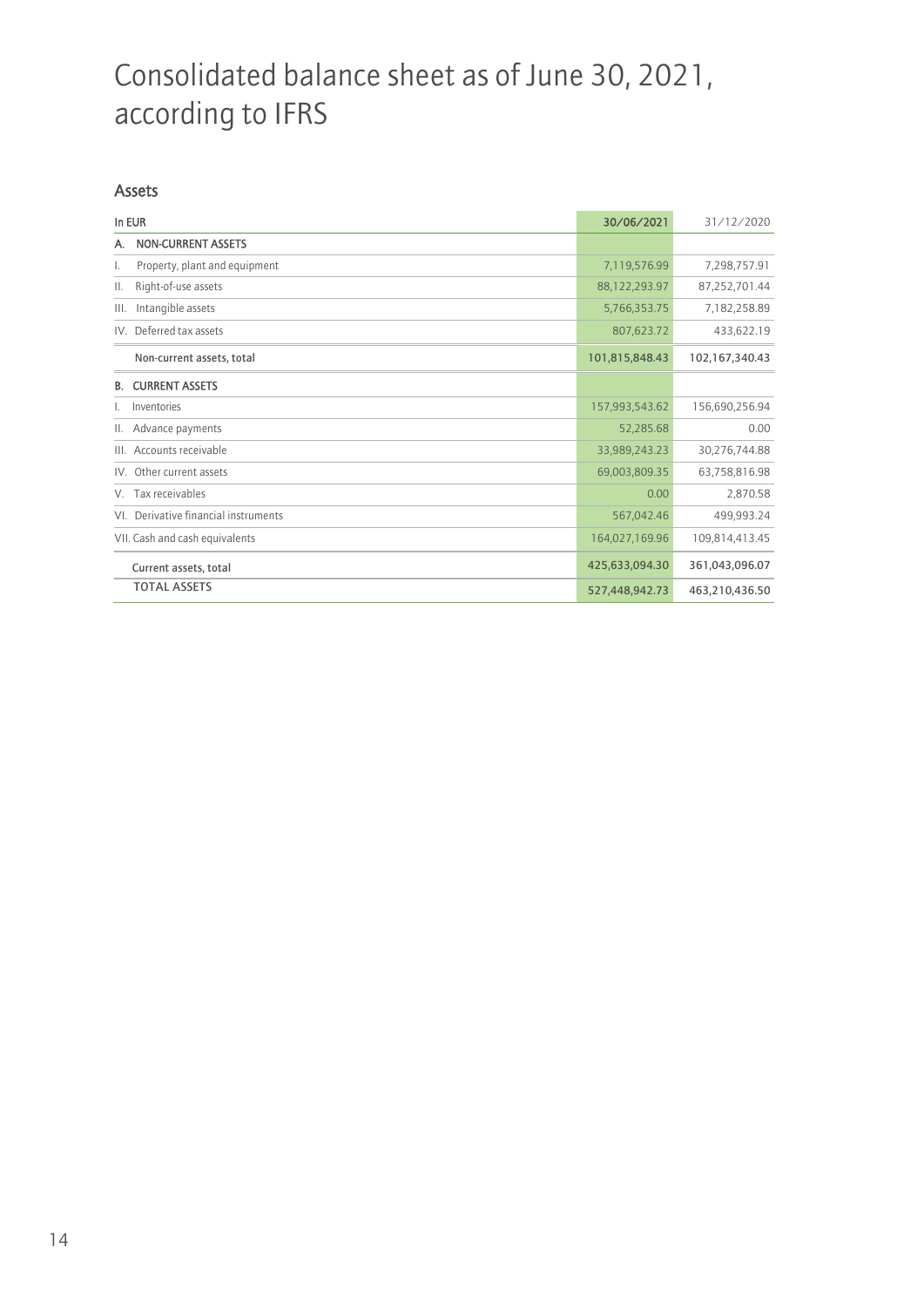# Consolidated balance sheet as of June 30, 2021, according to IFRS

## Assets

| In EUR | 30/06/2021 | 31/12/2020 |
|---|---|---|
| **A. NON-CURRENT ASSETS** | | |
| I. Property, plant and equipment | 7,119,576.99 | 7,298,757.91 |
| II. Right-of-use assets | 88,122,293.97 | 87,252,701.44 |
| III. Intangible assets | 5,766,353.75 | 7,182,258.89 |
| IV. Deferred tax assets | 807,623.72 | 433,622.19 |
| Non-current assets, total | 101,815,848.43 | 102,167,340.43 |
| **B. CURRENT ASSETS** | | |
| I. Inventories | 157,993,543.62 | 156,690,256.94 |
| II. Advance payments | 52,285.68 | 0.00 |
| III. Accounts receivable | 33,989,243.23 | 30,276,744.88 |
| IV. Other current assets | 69,003,809.35 | 63,758,816.98 |
| V. Tax receivables | 0.00 | 2,870.58 |
| VI. Derivative financial instruments | 567,042.46 | 499,993.24 |
| VII. Cash and cash equivalents | 164,027,169.96 | 109,814,413.45 |
| Current assets, total | 425,633,094.30 | 361,043,096.07 |
| TOTAL ASSETS | 527,448,942.73 | 463,210,436.50 |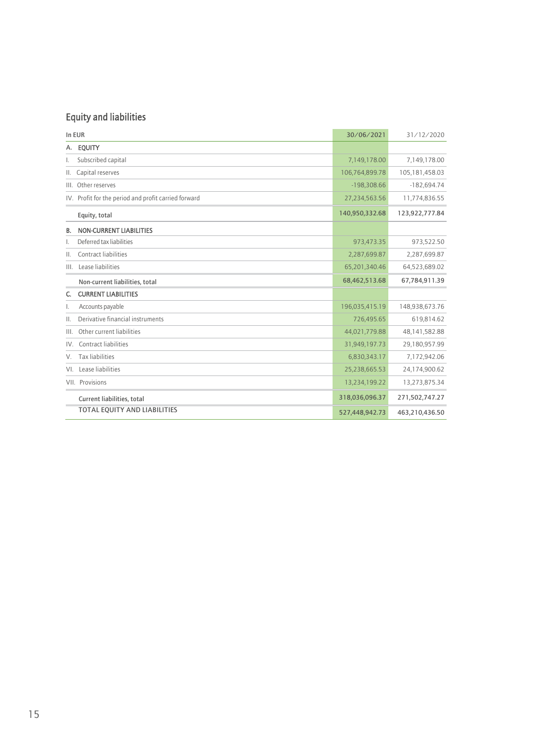## Equity and liabilities

| In EUR | 30/06/2021 | 31/12/2020 |
|---|---|---|
| **A. EQUITY** | | |
| I. Subscribed capital | 7,149,178.00 | 7,149,178.00 |
| II. Capital reserves | 106,764,899.78 | 105,181,458.03 |
| III. Other reserves | -198,308.66 | -182,694.74 |
| IV. Profit for the period and profit carried forward | 27,234,563.56 | 11,774,836.55 |
| Equity, total | 140,950,332.68 | 123,922,777.84 |
| **B. NON-CURRENT LIABILITIES** | | |
| I. Deferred tax liabilities | 973,473.35 | 973,522.50 |
| II. Contract liabilities | 2,287,699.87 | 2,287,699.87 |
| III. Lease liabilities | 65,201,340.46 | 64,523,689.02 |
| Non-current liabilities, total | 68,462,513.68 | 67,784,911.39 |
| **C. CURRENT LIABILITIES** | | |
| I. Accounts payable | 196,035,415.19 | 148,938,673.76 |
| II. Derivative financial instruments | 726,495.65 | 619,814.62 |
| III. Other current liabilities | 44,021,779.88 | 48,141,582.88 |
| IV. Contract liabilities | 31,949,197.73 | 29,180,957.99 |
| V. Tax liabilities | 6,830,343.17 | 7,172,942.06 |
| VI. Lease liabilities | 25,238,665.53 | 24,174,900.62 |
| VII. Provisions | 13,234,199.22 | 13,273,875.34 |
| Current liabilities, total | 318,036,096.37 | 271,502,747.27 |
| TOTAL EQUITY AND LIABILITIES | 527,448,942.73 | 463,210,436.50 |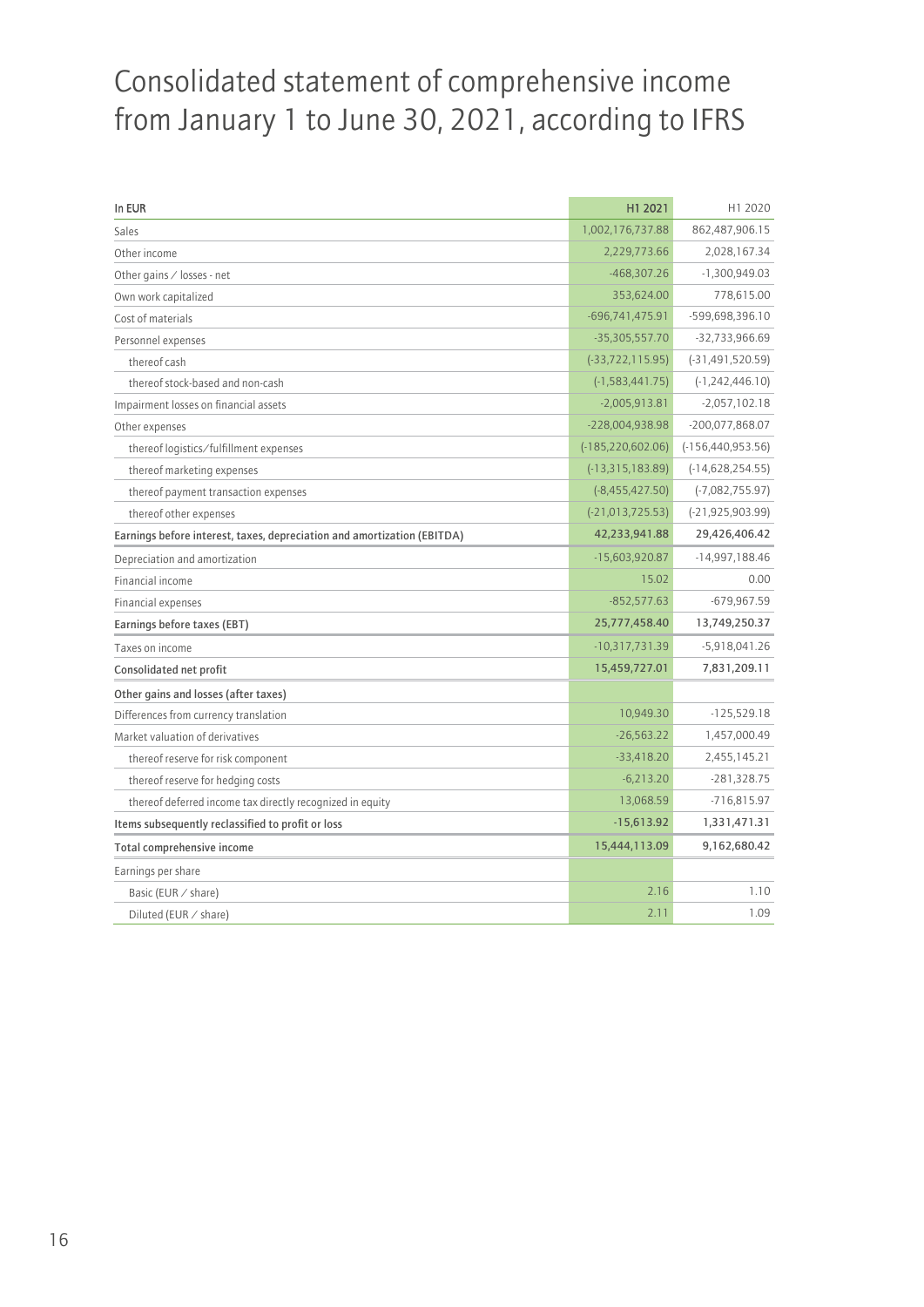# Consolidated statement of comprehensive income from January 1 to June 30, 2021, according to IFRS

| In EUR | H1 2021 | H1 2020 |
|---|---|---|
| Sales | 1,002,176,737.88 | 862,487,906.15 |
| Other income | 2,229,773.66 | 2,028,167.34 |
| Other gains / losses - net | -468,307.26 | -1,300,949.03 |
| Own work capitalized | 353,624.00 | 778,615.00 |
| Cost of materials | -696,741,475.91 | -599,698,396.10 |
| Personnel expenses | -35,305,557.70 | -32,733,966.69 |
| thereof cash | (-33,722,115.95) | (-31,491,520.59) |
| thereof stock-based and non-cash | (-1,583,441.75) | (-1,242,446.10) |
| Impairment losses on financial assets | -2,005,913.81 | -2,057,102.18 |
| Other expenses | -228,004,938.98 | -200,077,868.07 |
| thereof logistics/fulfillment expenses | (-185,220,602.06) | (-156,440,953.56) |
| thereof marketing expenses | (-13,315,183.89) | (-14,628,254.55) |
| thereof payment transaction expenses | (-8,455,427.50) | (-7,082,755.97) |
| thereof other expenses | (-21,013,725.53) | (-21,925,903.99) |
| **Earnings before interest, taxes, depreciation and amortization (EBITDA)** | **42,233,941.88** | **29,426,406.42** |
| Depreciation and amortization | -15,603,920.87 | -14,997,188.46 |
| Financial income | 15.02 | 0.00 |
| Financial expenses | -852,577.63 | -679,967.59 |
| **Earnings before taxes (EBT)** | **25,777,458.40** | **13,749,250.37** |
| Taxes on income | -10,317,731.39 | -5,918,041.26 |
| **Consolidated net profit** | **15,459,727.01** | **7,831,209.11** |
| **Other gains and losses (after taxes)** | | |
| Differences from currency translation | 10,949.30 | -125,529.18 |
| Market valuation of derivatives | -26,563.22 | 1,457,000.49 |
| thereof reserve for risk component | -33,418.20 | 2,455,145.21 |
| thereof reserve for hedging costs | -6,213.20 | -281,328.75 |
| thereof deferred income tax directly recognized in equity | 13,068.59 | -716,815.97 |
| **Items subsequently reclassified to profit or loss** | **-15,613.92** | **1,331,471.31** |
| **Total comprehensive income** | **15,444,113.09** | **9,162,680.42** |
| Earnings per share | | |
| Basic (EUR / share) | 2.16 | 1.10 |
| Diluted (EUR / share) | 2.11 | 1.09 |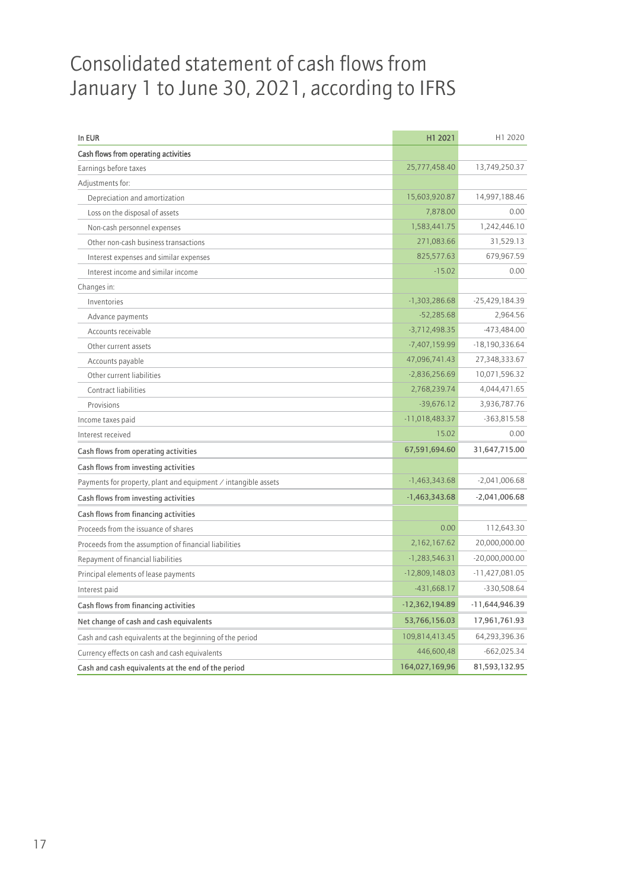# Consolidated statement of cash flows from January 1 to June 30, 2021, according to IFRS

| In EUR | H1 2021 | H1 2020 |
|---|---|---|
| **Cash flows from operating activities** | | |
| Earnings before taxes | 25,777,458.40 | 13,749,250.37 |
| Adjustments for: | | |
| Depreciation and amortization | 15,603,920.87 | 14,997,188.46 |
| Loss on the disposal of assets | 7,878.00 | 0.00 |
| Non-cash personnel expenses | 1,583,441.75 | 1,242,446.10 |
| Other non-cash business transactions | 271,083.66 | 31,529.13 |
| Interest expenses and similar expenses | 825,577.63 | 679,967.59 |
| Interest income and similar income | -15.02 | 0.00 |
| Changes in: | | |
| Inventories | -1,303,286.68 | -25,429,184.39 |
| Advance payments | -52,285.68 | 2,964.56 |
| Accounts receivable | -3,712,498.35 | -473,484.00 |
| Other current assets | -7,407,159.99 | -18,190,336.64 |
| Accounts payable | 47,096,741.43 | 27,348,333.67 |
| Other current liabilities | -2,836,256.69 | 10,071,596.32 |
| Contract liabilities | 2,768,239.74 | 4,044,471.65 |
| Provisions | -39,676.12 | 3,936,787.76 |
| Income taxes paid | -11,018,483.37 | -363,815.58 |
| Interest received | 15.02 | 0.00 |
| **Cash flows from operating activities** | **67,591,694.60** | **31,647,715.00** |
| **Cash flows from investing activities** | | |
| Payments for property, plant and equipment / intangible assets | -1,463,343.68 | -2,041,006.68 |
| **Cash flows from investing activities** | **-1,463,343.68** | **-2,041,006.68** |
| **Cash flows from financing activities** | | |
| Proceeds from the issuance of shares | 0.00 | 112,643.30 |
| Proceeds from the assumption of financial liabilities | 2,162,167.62 | 20,000,000.00 |
| Repayment of financial liabilities | -1,283,546.31 | -20,000,000.00 |
| Principal elements of lease payments | -12,809,148.03 | -11,427,081.05 |
| Interest paid | -431,668.17 | -330,508.64 |
| **Cash flows from financing activities** | **-12,362,194.89** | **-11,644,946.39** |
| **Net change of cash and cash equivalents** | **53,766,156.03** | **17,961,761.93** |
| Cash and cash equivalents at the beginning of the period | 109,814,413.45 | 64,293,396.36 |
| Currency effects on cash and cash equivalents | 446,600,48 | -662,025.34 |
| **Cash and cash equivalents at the end of the period** | **164,027,169,96** | **81,593,132.95** |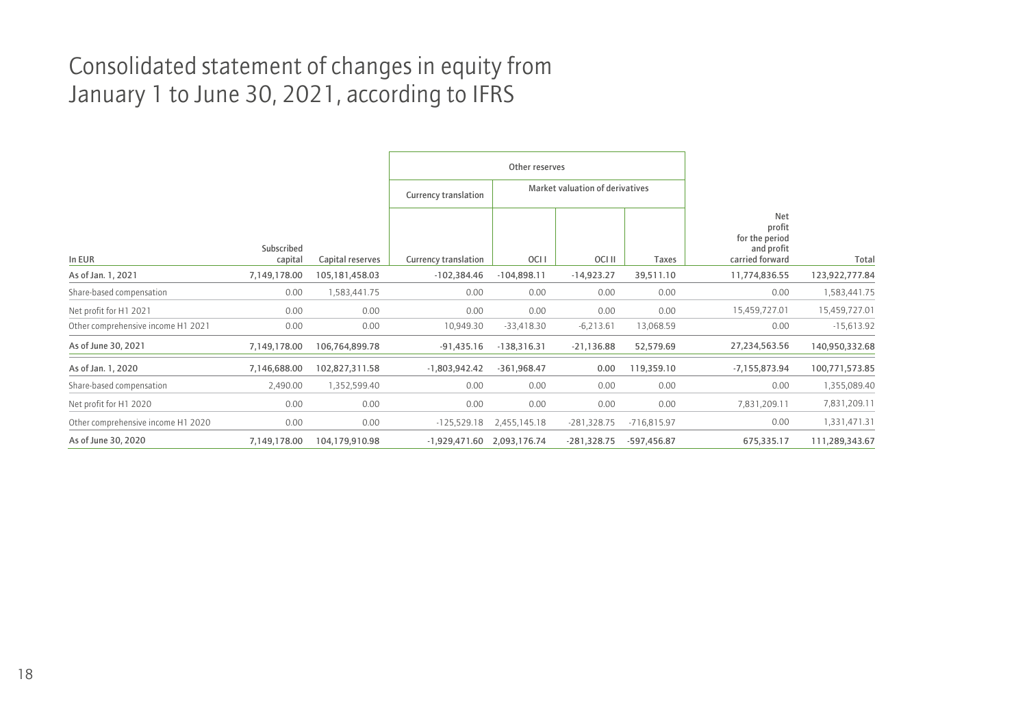# Consolidated statement of changes in equity from January 1 to June 30, 2021, according to IFRS

| | | | Other reserves | | | | | |
|---|---|---|---|---|---|---|---|---|
| | | | Currency translation | Market valuation of derivatives | | | | |
| In EUR | Subscribed capital | Capital reserves | Currency translation | OCI I | OCI II | Taxes | Net profit for the period and profit carried forward | Total |
| As of Jan. 1, 2021 | 7,149,178.00 | 105,181,458.03 | -102,384.46 | -104,898.11 | -14,923.27 | 39,511.10 | 11,774,836.55 | 123,922,777.84 |
| Share-based compensation | 0.00 | 1,583,441.75 | 0.00 | 0.00 | 0.00 | 0.00 | 0.00 | 1,583,441.75 |
| Net profit for H1 2021 | 0.00 | 0.00 | 0.00 | 0.00 | 0.00 | 0.00 | 15,459,727.01 | 15,459,727.01 |
| Other comprehensive income H1 2021 | 0.00 | 0.00 | 10,949.30 | -33,418.30 | -6,213.61 | 13,068.59 | 0.00 | -15,613.92 |
| As of June 30, 2021 | 7,149,178.00 | 106,764,899.78 | -91,435.16 | -138,316.31 | -21,136.88 | 52,579.69 | 27,234,563.56 | 140,950,332.68 |
| As of Jan. 1, 2020 | 7,146,688.00 | 102,827,311.58 | -1,803,942.42 | -361,968.47 | 0.00 | 119,359.10 | -7,155,873.94 | 100,771,573.85 |
| Share-based compensation | 2,490.00 | 1,352,599.40 | 0.00 | 0.00 | 0.00 | 0.00 | 0.00 | 1,355,089.40 |
| Net profit for H1 2020 | 0.00 | 0.00 | 0.00 | 0.00 | 0.00 | 0.00 | 7,831,209.11 | 7,831,209.11 |
| Other comprehensive income H1 2020 | 0.00 | 0.00 | -125,529.18 | 2,455,145.18 | -281,328.75 | -716,815.97 | 0.00 | 1,331,471.31 |
| As of June 30, 2020 | 7,149,178.00 | 104,179,910.98 | -1,929,471.60 | 2,093,176.74 | -281,328.75 | -597,456.87 | 675,335.17 | 111,289,343.67 |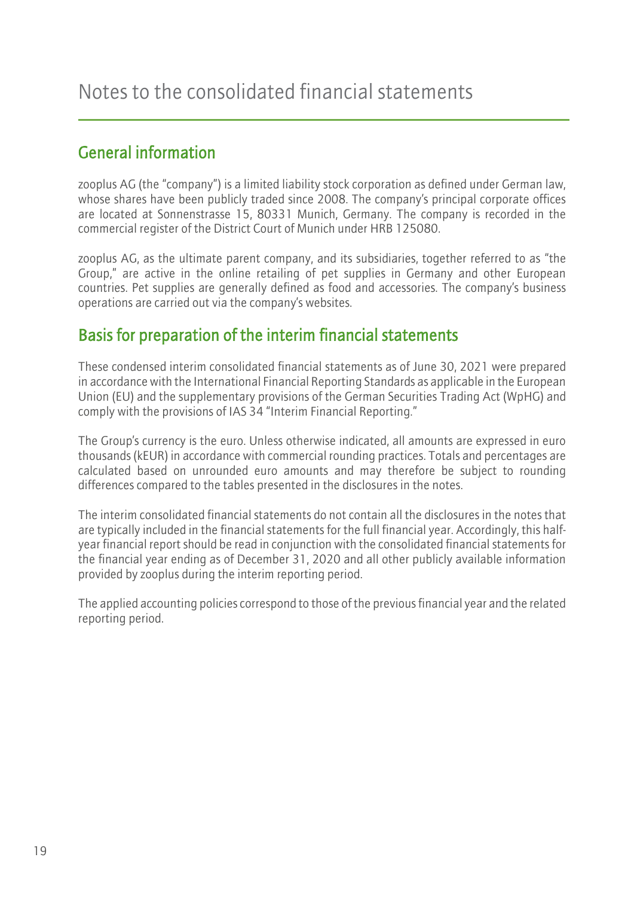# Notes to the consolidated financial statements

## General information

zooplus AG (the "company") is a limited liability stock corporation as defined under German law, whose shares have been publicly traded since 2008. The company's principal corporate offices are located at Sonnenstrasse 15, 80331 Munich, Germany. The company is recorded in the commercial register of the District Court of Munich under HRB 125080.

zooplus AG, as the ultimate parent company, and its subsidiaries, together referred to as "the Group," are active in the online retailing of pet supplies in Germany and other European countries. Pet supplies are generally defined as food and accessories. The company's business operations are carried out via the company's websites.

## Basis for preparation of the interim financial statements

These condensed interim consolidated financial statements as of June 30, 2021 were prepared in accordance with the International Financial Reporting Standards as applicable in the European Union (EU) and the supplementary provisions of the German Securities Trading Act (WpHG) and comply with the provisions of IAS 34 "Interim Financial Reporting."

The Group's currency is the euro. Unless otherwise indicated, all amounts are expressed in euro thousands (kEUR) in accordance with commercial rounding practices. Totals and percentages are calculated based on unrounded euro amounts and may therefore be subject to rounding differences compared to the tables presented in the disclosures in the notes.

The interim consolidated financial statements do not contain all the disclosures in the notes that are typically included in the financial statements for the full financial year. Accordingly, this half-year financial report should be read in conjunction with the consolidated financial statements for the financial year ending as of December 31, 2020 and all other publicly available information provided by zooplus during the interim reporting period.

The applied accounting policies correspond to those of the previous financial year and the related reporting period.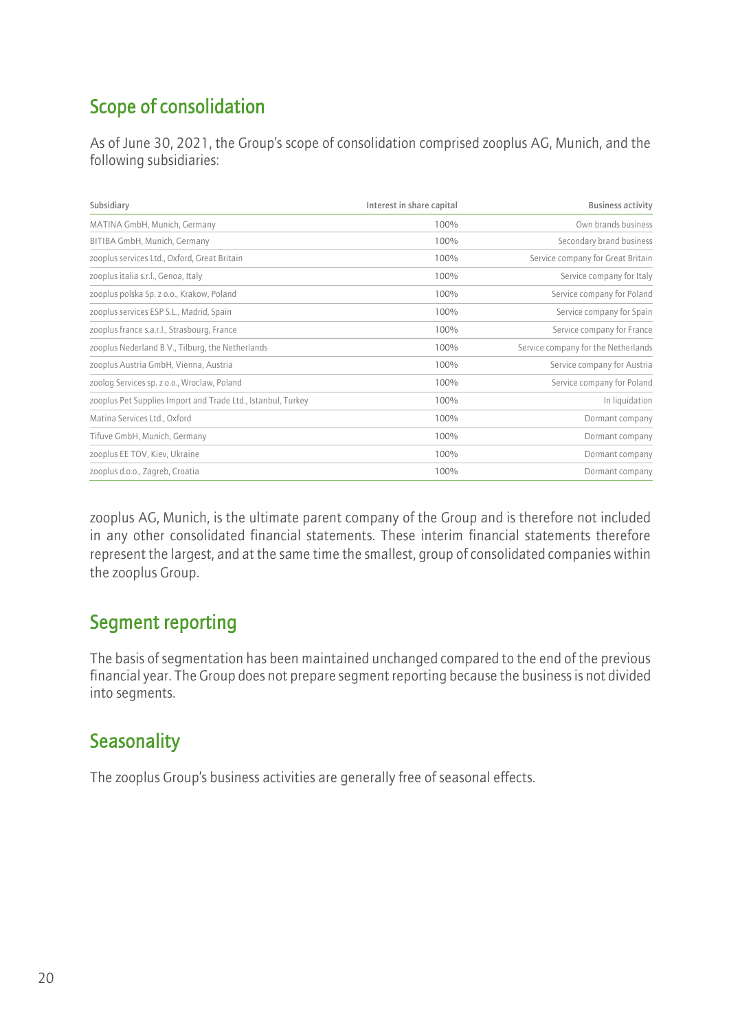## Scope of consolidation

As of June 30, 2021, the Group's scope of consolidation comprised zooplus AG, Munich, and the following subsidiaries:

| Subsidiary | Interest in share capital | Business activity |
|---|---|---|
| MATINA GmbH, Munich, Germany | 100% | Own brands business |
| BITIBA GmbH, Munich, Germany | 100% | Secondary brand business |
| zooplus services Ltd., Oxford, Great Britain | 100% | Service company for Great Britain |
| zooplus italia s.r.l., Genoa, Italy | 100% | Service company for Italy |
| zooplus polska Sp. z o.o., Krakow, Poland | 100% | Service company for Poland |
| zooplus services ESP S.L., Madrid, Spain | 100% | Service company for Spain |
| zooplus france s.a.r.l., Strasbourg, France | 100% | Service company for France |
| zooplus Nederland B.V., Tilburg, the Netherlands | 100% | Service company for the Netherlands |
| zooplus Austria GmbH, Vienna, Austria | 100% | Service company for Austria |
| zoolog Services sp. z o.o., Wroclaw, Poland | 100% | Service company for Poland |
| zooplus Pet Supplies Import and Trade Ltd., Istanbul, Turkey | 100% | In liquidation |
| Matina Services Ltd., Oxford | 100% | Dormant company |
| Tifuve GmbH, Munich, Germany | 100% | Dormant company |
| zooplus EE TOV, Kiev, Ukraine | 100% | Dormant company |
| zooplus d.o.o., Zagreb, Croatia | 100% | Dormant company |

zooplus AG, Munich, is the ultimate parent company of the Group and is therefore not included in any other consolidated financial statements. These interim financial statements therefore represent the largest, and at the same time the smallest, group of consolidated companies within the zooplus Group.

## Segment reporting

The basis of segmentation has been maintained unchanged compared to the end of the previous financial year. The Group does not prepare segment reporting because the business is not divided into segments.

## Seasonality

The zooplus Group's business activities are generally free of seasonal effects.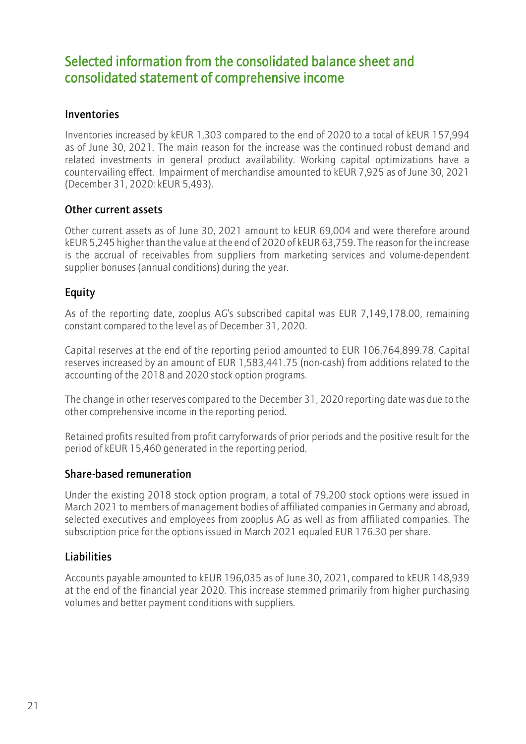## Selected information from the consolidated balance sheet and consolidated statement of comprehensive income

### Inventories

Inventories increased by kEUR 1,303 compared to the end of 2020 to a total of kEUR 157,994 as of June 30, 2021. The main reason for the increase was the continued robust demand and related investments in general product availability. Working capital optimizations have a countervailing effect. Impairment of merchandise amounted to kEUR 7,925 as of June 30, 2021 (December 31, 2020: kEUR 5,493).

### Other current assets

Other current assets as of June 30, 2021 amount to kEUR 69,004 and were therefore around kEUR 5,245 higher than the value at the end of 2020 of kEUR 63,759. The reason for the increase is the accrual of receivables from suppliers from marketing services and volume-dependent supplier bonuses (annual conditions) during the year.

### Equity

As of the reporting date, zooplus AG's subscribed capital was EUR 7,149,178.00, remaining constant compared to the level as of December 31, 2020.

Capital reserves at the end of the reporting period amounted to EUR 106,764,899.78. Capital reserves increased by an amount of EUR 1,583,441.75 (non-cash) from additions related to the accounting of the 2018 and 2020 stock option programs.

The change in other reserves compared to the December 31, 2020 reporting date was due to the other comprehensive income in the reporting period.

Retained profits resulted from profit carryforwards of prior periods and the positive result for the period of kEUR 15,460 generated in the reporting period.

### Share-based remuneration

Under the existing 2018 stock option program, a total of 79,200 stock options were issued in March 2021 to members of management bodies of affiliated companies in Germany and abroad, selected executives and employees from zooplus AG as well as from affiliated companies. The subscription price for the options issued in March 2021 equaled EUR 176.30 per share.

### Liabilities

Accounts payable amounted to kEUR 196,035 as of June 30, 2021, compared to kEUR 148,939 at the end of the financial year 2020. This increase stemmed primarily from higher purchasing volumes and better payment conditions with suppliers.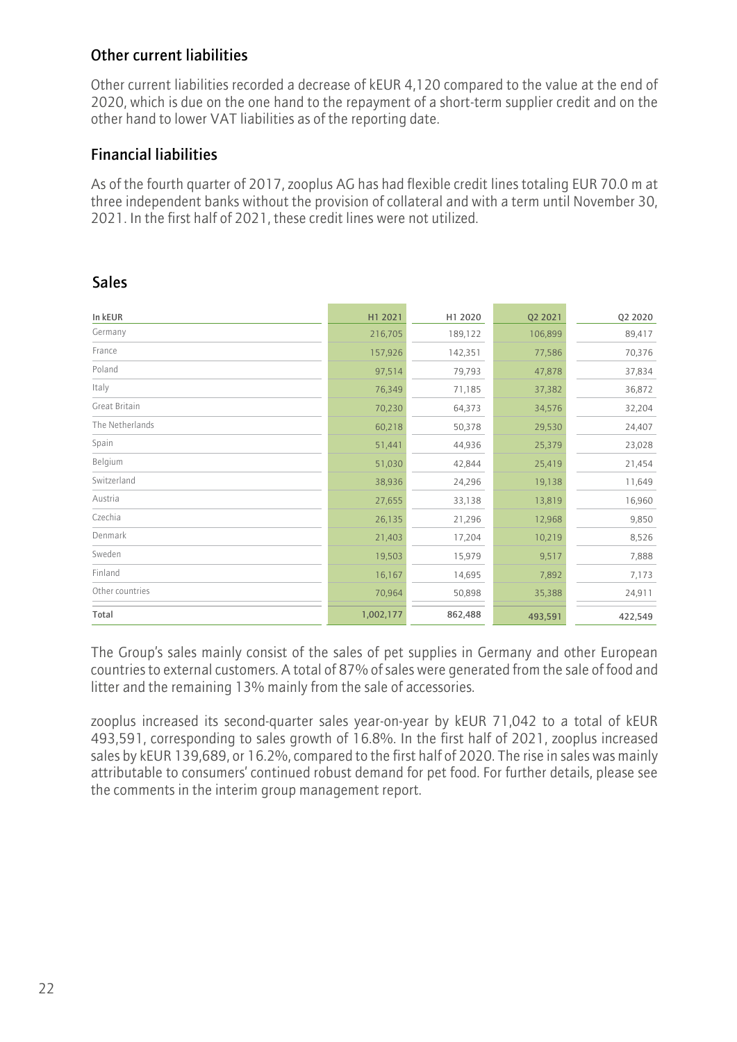## Other current liabilities

Other current liabilities recorded a decrease of kEUR 4,120 compared to the value at the end of 2020, which is due on the one hand to the repayment of a short-term supplier credit and on the other hand to lower VAT liabilities as of the reporting date.

## Financial liabilities

As of the fourth quarter of 2017, zooplus AG has had flexible credit lines totaling EUR 70.0 m at three independent banks without the provision of collateral and with a term until November 30, 2021. In the first half of 2021, these credit lines were not utilized.

## Sales

| In kEUR | H1 2021 | H1 2020 | Q2 2021 | Q2 2020 |
|---|---|---|---|---|
| Germany | 216,705 | 189,122 | 106,899 | 89,417 |
| France | 157,926 | 142,351 | 77,586 | 70,376 |
| Poland | 97,514 | 79,793 | 47,878 | 37,834 |
| Italy | 76,349 | 71,185 | 37,382 | 36,872 |
| Great Britain | 70,230 | 64,373 | 34,576 | 32,204 |
| The Netherlands | 60,218 | 50,378 | 29,530 | 24,407 |
| Spain | 51,441 | 44,936 | 25,379 | 23,028 |
| Belgium | 51,030 | 42,844 | 25,419 | 21,454 |
| Switzerland | 38,936 | 24,296 | 19,138 | 11,649 |
| Austria | 27,655 | 33,138 | 13,819 | 16,960 |
| Czechia | 26,135 | 21,296 | 12,968 | 9,850 |
| Denmark | 21,403 | 17,204 | 10,219 | 8,526 |
| Sweden | 19,503 | 15,979 | 9,517 | 7,888 |
| Finland | 16,167 | 14,695 | 7,892 | 7,173 |
| Other countries | 70,964 | 50,898 | 35,388 | 24,911 |
| Total | 1,002,177 | 862,488 | 493,591 | 422,549 |

The Group's sales mainly consist of the sales of pet supplies in Germany and other European countries to external customers. A total of 87% of sales were generated from the sale of food and litter and the remaining 13% mainly from the sale of accessories.

zooplus increased its second-quarter sales year-on-year by kEUR 71,042 to a total of kEUR 493,591, corresponding to sales growth of 16.8%. In the first half of 2021, zooplus increased sales by kEUR 139,689, or 16.2%, compared to the first half of 2020. The rise in sales was mainly attributable to consumers' continued robust demand for pet food. For further details, please see the comments in the interim group management report.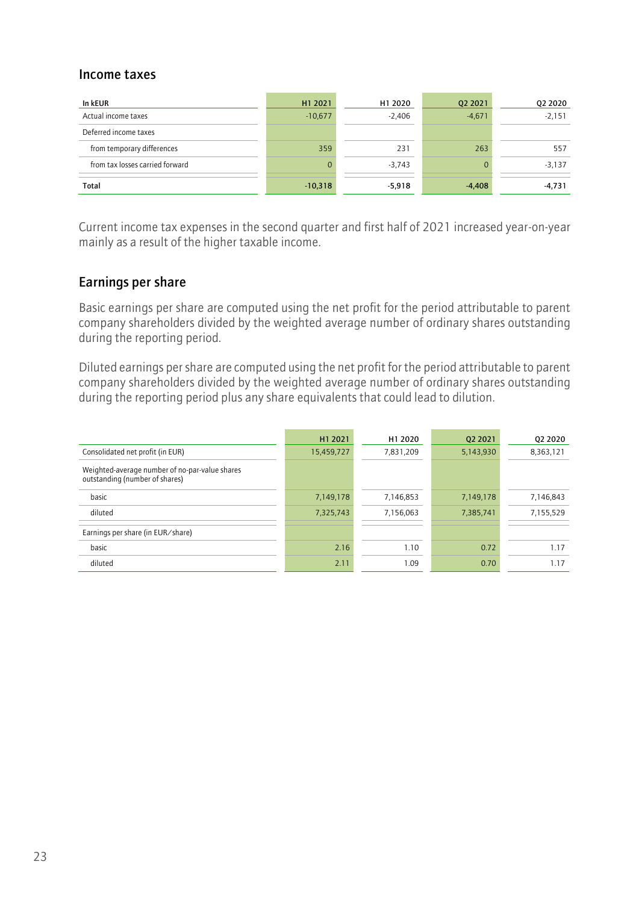## Income taxes

| In kEUR | H1 2021 | H1 2020 | Q2 2021 | Q2 2020 |
|---|---|---|---|---|
| Actual income taxes | -10,677 | -2,406 | -4,671 | -2,151 |
| Deferred income taxes | | | | |
| from temporary differences | 359 | 231 | 263 | 557 |
| from tax losses carried forward | 0 | -3,743 | 0 | -3,137 |
| **Total** | **-10,318** | **-5,918** | **-4,408** | **-4,731** |

Current income tax expenses in the second quarter and first half of 2021 increased year-on-year mainly as a result of the higher taxable income.

## Earnings per share

Basic earnings per share are computed using the net profit for the period attributable to parent company shareholders divided by the weighted average number of ordinary shares outstanding during the reporting period.

Diluted earnings per share are computed using the net profit for the period attributable to parent company shareholders divided by the weighted average number of ordinary shares outstanding during the reporting period plus any share equivalents that could lead to dilution.

| | H1 2021 | H1 2020 | Q2 2021 | Q2 2020 |
|---|---|---|---|---|
| Consolidated net profit (in EUR) | 15,459,727 | 7,831,209 | 5,143,930 | 8,363,121 |
| Weighted-average number of no-par-value shares outstanding (number of shares) | | | | |
| basic | 7,149,178 | 7,146,853 | 7,149,178 | 7,146,843 |
| diluted | 7,325,743 | 7,156,063 | 7,385,741 | 7,155,529 |
| Earnings per share (in EUR/share) | | | | |
| basic | 2.16 | 1.10 | 0.72 | 1.17 |
| diluted | 2.11 | 1.09 | 0.70 | 1.17 |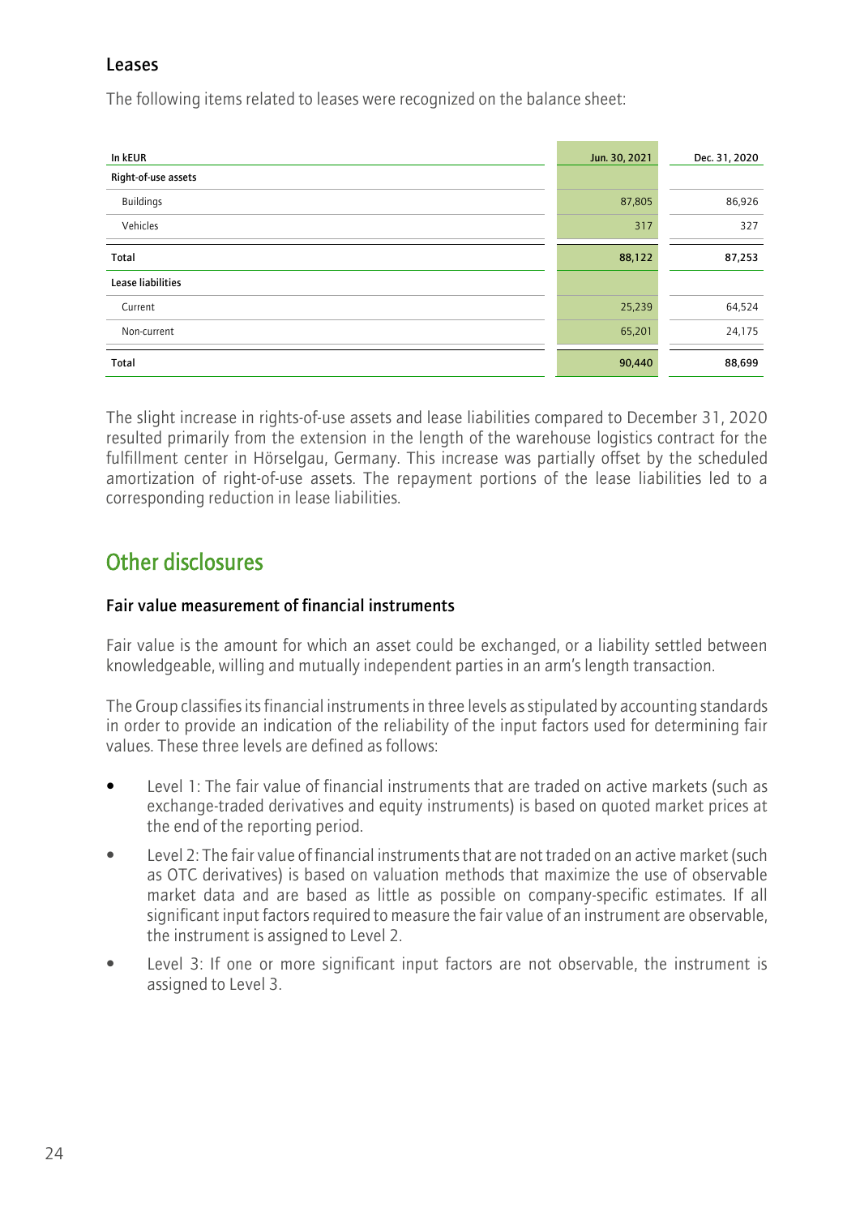### Leases

The following items related to leases were recognized on the balance sheet:

| In kEUR | Jun. 30, 2021 | Dec. 31, 2020 |
|---|---|---|
| **Right-of-use assets** | | |
| Buildings | 87,805 | 86,926 |
| Vehicles | 317 | 327 |
| **Total** | **88,122** | **87,253** |
| **Lease liabilities** | | |
| Current | 25,239 | 64,524 |
| Non-current | 65,201 | 24,175 |
| **Total** | **90,440** | **88,699** |

The slight increase in rights-of-use assets and lease liabilities compared to December 31, 2020 resulted primarily from the extension in the length of the warehouse logistics contract for the fulfillment center in Hörselgau, Germany. This increase was partially offset by the scheduled amortization of right-of-use assets. The repayment portions of the lease liabilities led to a corresponding reduction in lease liabilities.

## Other disclosures

### Fair value measurement of financial instruments

Fair value is the amount for which an asset could be exchanged, or a liability settled between knowledgeable, willing and mutually independent parties in an arm's length transaction.

The Group classifies its financial instruments in three levels as stipulated by accounting standards in order to provide an indication of the reliability of the input factors used for determining fair values. These three levels are defined as follows:

- Level 1: The fair value of financial instruments that are traded on active markets (such as exchange-traded derivatives and equity instruments) is based on quoted market prices at the end of the reporting period.
- Level 2: The fair value of financial instruments that are not traded on an active market (such as OTC derivatives) is based on valuation methods that maximize the use of observable market data and are based as little as possible on company-specific estimates. If all significant input factors required to measure the fair value of an instrument are observable, the instrument is assigned to Level 2.
- Level 3: If one or more significant input factors are not observable, the instrument is assigned to Level 3.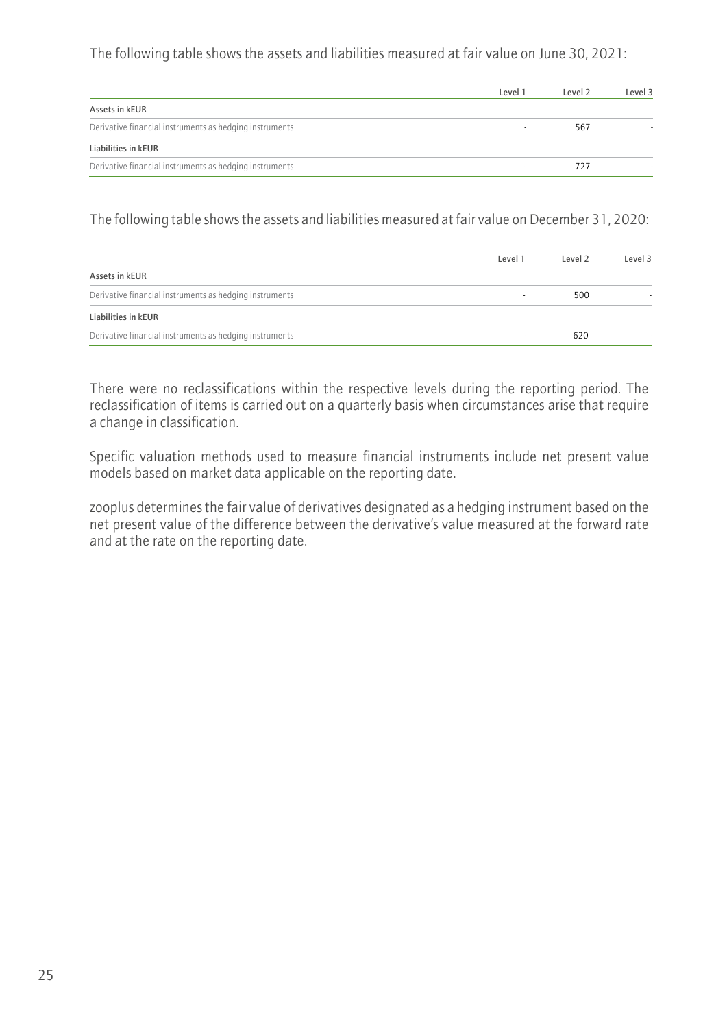The following table shows the assets and liabilities measured at fair value on June 30, 2021:

| | Level 1 | Level 2 | Level 3 |
|---|---|---|---|
| **Assets in kEUR** | | | |
| Derivative financial instruments as hedging instruments | - | 567 | - |
| **Liabilities in kEUR** | | | |
| Derivative financial instruments as hedging instruments | - | 727 | - |

The following table shows the assets and liabilities measured at fair value on December 31, 2020:

| | Level 1 | Level 2 | Level 3 |
|---|---|---|---|
| **Assets in kEUR** | | | |
| Derivative financial instruments as hedging instruments | - | 500 | - |
| **Liabilities in kEUR** | | | |
| Derivative financial instruments as hedging instruments | - | 620 | - |

There were no reclassifications within the respective levels during the reporting period. The reclassification of items is carried out on a quarterly basis when circumstances arise that require a change in classification.

Specific valuation methods used to measure financial instruments include net present value models based on market data applicable on the reporting date.

zooplus determines the fair value of derivatives designated as a hedging instrument based on the net present value of the difference between the derivative's value measured at the forward rate and at the rate on the reporting date.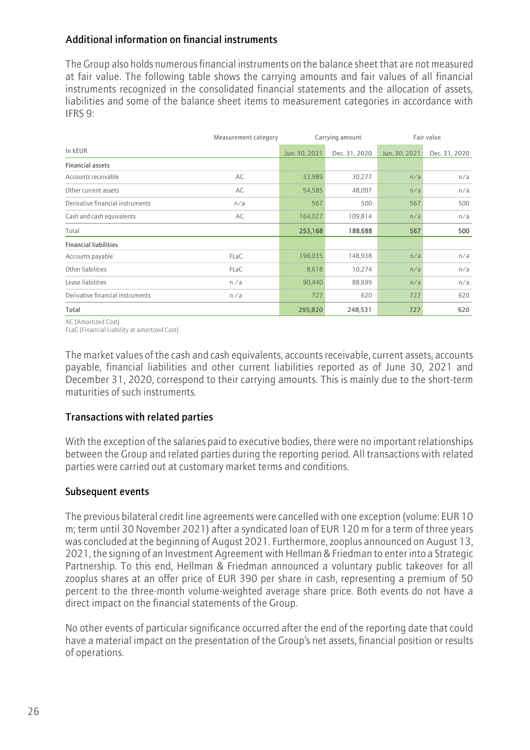### Additional information on financial instruments

The Group also holds numerous financial instruments on the balance sheet that are not measured at fair value. The following table shows the carrying amounts and fair values of all financial instruments recognized in the consolidated financial statements and the allocation of assets, liabilities and some of the balance sheet items to measurement categories in accordance with IFRS 9:

| | Measurement category | Carrying amount | | Fair value | |
|---|---|---|---|---|---|
| In kEUR | | Jun. 30, 2021 | Dec. 31, 2020 | Jun. 30, 2021 | Dec. 31, 2020 |
| **Financial assets** | | | | | |
| Accounts receivable | AC | 33,989 | 30,277 | n/a | n/a |
| Other current assets | AC | 54,585 | 48,097 | n/a | n/a |
| Derivative financial instruments | n/a | 567 | 500 | 567 | 500 |
| Cash and cash equivalents | AC | 164,027 | 109,814 | n/a | n/a |
| Total | | **253,168** | **188,688** | **567** | **500** |
| **Financial liabilities** | | | | | |
| Accounts payable | FLaC | 196,035 | 148,938 | n/a | n/a |
| Other liabilities | FLaC | 8,618 | 10,274 | n/a | n/a |
| Lease liabilities | n/a | 90,440 | 88,699 | n/a | n/a |
| Derivative financial instruments | n/a | 727 | 620 | 727 | 620 |
| Total | | **295,820** | **248,531** | **727** | **620** |

AC (Amortized Cost)
FLaC (Financial Liability at amortized Cost)

The market values of the cash and cash equivalents, accounts receivable, current assets, accounts payable, financial liabilities and other current liabilities reported as of June 30, 2021 and December 31, 2020, correspond to their carrying amounts. This is mainly due to the short-term maturities of such instruments.

### Transactions with related parties

With the exception of the salaries paid to executive bodies, there were no important relationships between the Group and related parties during the reporting period. All transactions with related parties were carried out at customary market terms and conditions.

### Subsequent events

The previous bilateral credit line agreements were cancelled with one exception (volume: EUR 10 m; term until 30 November 2021) after a syndicated loan of EUR 120 m for a term of three years was concluded at the beginning of August 2021. Furthermore, zooplus announced on August 13, 2021, the signing of an Investment Agreement with Hellman & Friedman to enter into a Strategic Partnership. To this end, Hellman & Friedman announced a voluntary public takeover for all zooplus shares at an offer price of EUR 390 per share in cash, representing a premium of 50 percent to the three-month volume-weighted average share price. Both events do not have a direct impact on the financial statements of the Group.

No other events of particular significance occurred after the end of the reporting date that could have a material impact on the presentation of the Group's net assets, financial position or results of operations.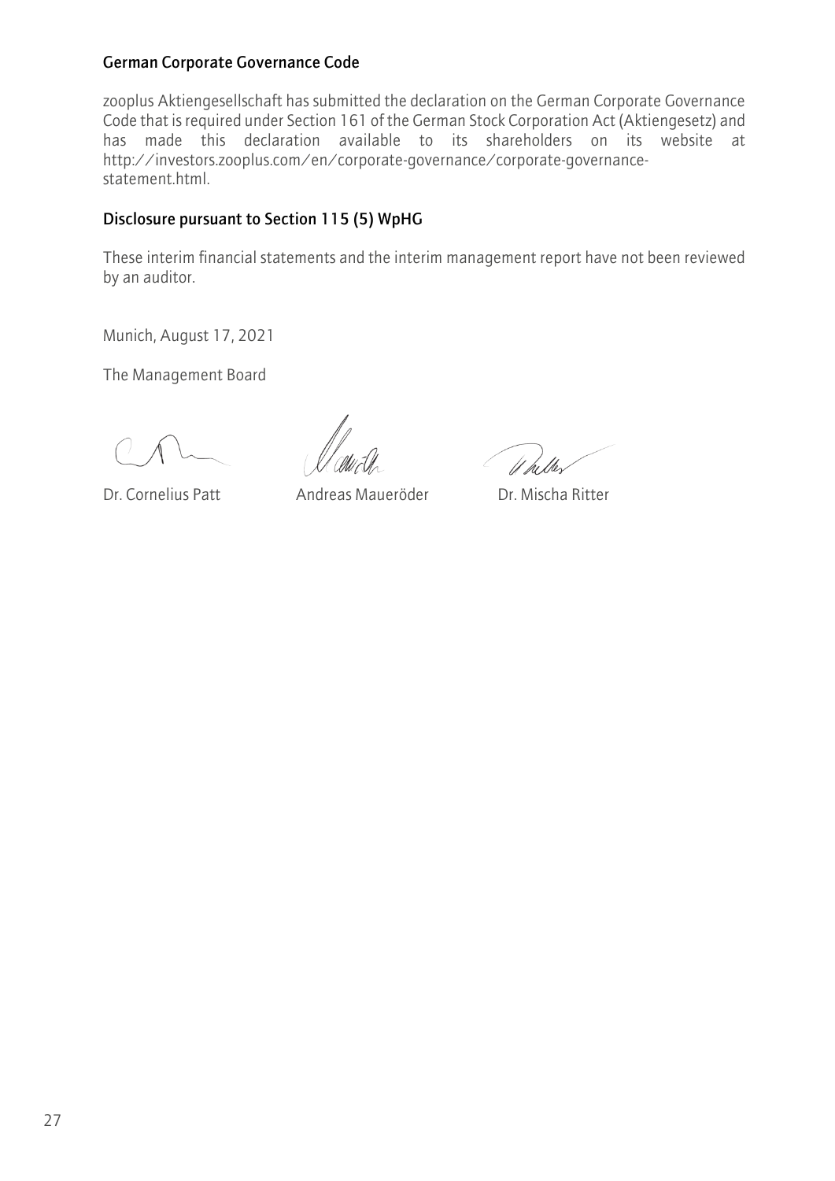## German Corporate Governance Code

zooplus Aktiengesellschaft has submitted the declaration on the German Corporate Governance Code that is required under Section 161 of the German Stock Corporation Act (Aktiengesetz) and has made this declaration available to its shareholders on its website at http://investors.zooplus.com/en/corporate-governance/corporate-governance-statement.html.

## Disclosure pursuant to Section 115 (5) WpHG

These interim financial statements and the interim management report have not been reviewed by an auditor.

Munich, August 17, 2021

The Management Board

Dr. Cornelius Patt Andreas Maueröder Dr. Mischa Ritter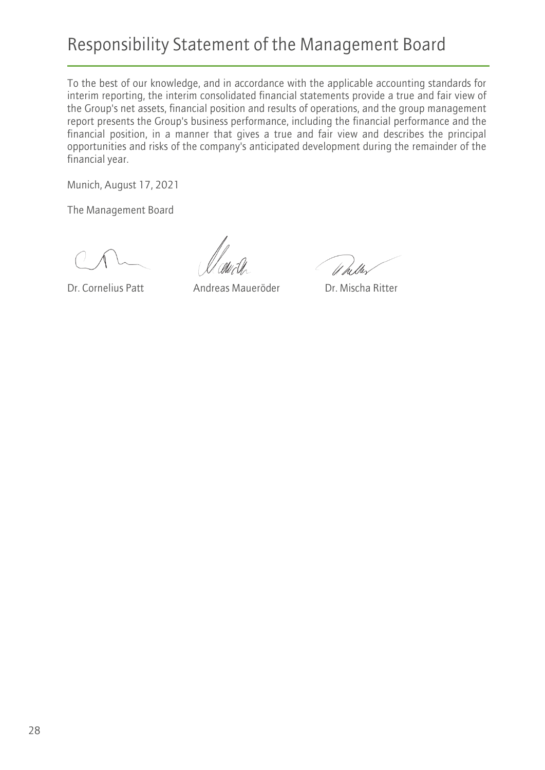# Responsibility Statement of the Management Board

To the best of our knowledge, and in accordance with the applicable accounting standards for interim reporting, the interim consolidated financial statements provide a true and fair view of the Group's net assets, financial position and results of operations, and the group management report presents the Group's business performance, including the financial performance and the financial position, in a manner that gives a true and fair view and describes the principal opportunities and risks of the company's anticipated development during the remainder of the financial year.

Munich, August 17, 2021

The Management Board

Dr. Cornelius Patt     Andreas Maueröder     Dr. Mischa Ritter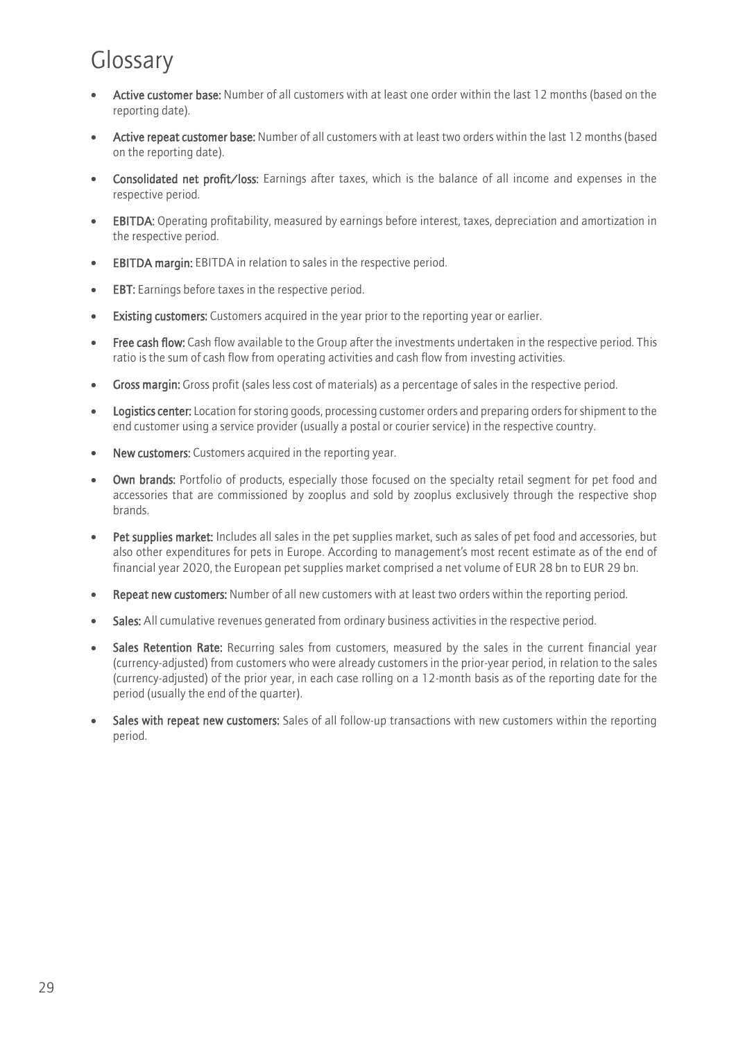# Glossary

- **Active customer base:** Number of all customers with at least one order within the last 12 months (based on the reporting date).
- **Active repeat customer base:** Number of all customers with at least two orders within the last 12 months (based on the reporting date).
- **Consolidated net profit/loss:** Earnings after taxes, which is the balance of all income and expenses in the respective period.
- **EBITDA:** Operating profitability, measured by earnings before interest, taxes, depreciation and amortization in the respective period.
- **EBITDA margin:** EBITDA in relation to sales in the respective period.
- **EBT:** Earnings before taxes in the respective period.
- **Existing customers:** Customers acquired in the year prior to the reporting year or earlier.
- **Free cash flow:** Cash flow available to the Group after the investments undertaken in the respective period. This ratio is the sum of cash flow from operating activities and cash flow from investing activities.
- **Gross margin:** Gross profit (sales less cost of materials) as a percentage of sales in the respective period.
- **Logistics center:** Location for storing goods, processing customer orders and preparing orders for shipment to the end customer using a service provider (usually a postal or courier service) in the respective country.
- **New customers:** Customers acquired in the reporting year.
- **Own brands:** Portfolio of products, especially those focused on the specialty retail segment for pet food and accessories that are commissioned by zooplus and sold by zooplus exclusively through the respective shop brands.
- **Pet supplies market:** Includes all sales in the pet supplies market, such as sales of pet food and accessories, but also other expenditures for pets in Europe. According to management's most recent estimate as of the end of financial year 2020, the European pet supplies market comprised a net volume of EUR 28 bn to EUR 29 bn.
- **Repeat new customers:** Number of all new customers with at least two orders within the reporting period.
- **Sales:** All cumulative revenues generated from ordinary business activities in the respective period.
- **Sales Retention Rate:** Recurring sales from customers, measured by the sales in the current financial year (currency-adjusted) from customers who were already customers in the prior-year period, in relation to the sales (currency-adjusted) of the prior year, in each case rolling on a 12-month basis as of the reporting date for the period (usually the end of the quarter).
- **Sales with repeat new customers:** Sales of all follow-up transactions with new customers within the reporting period.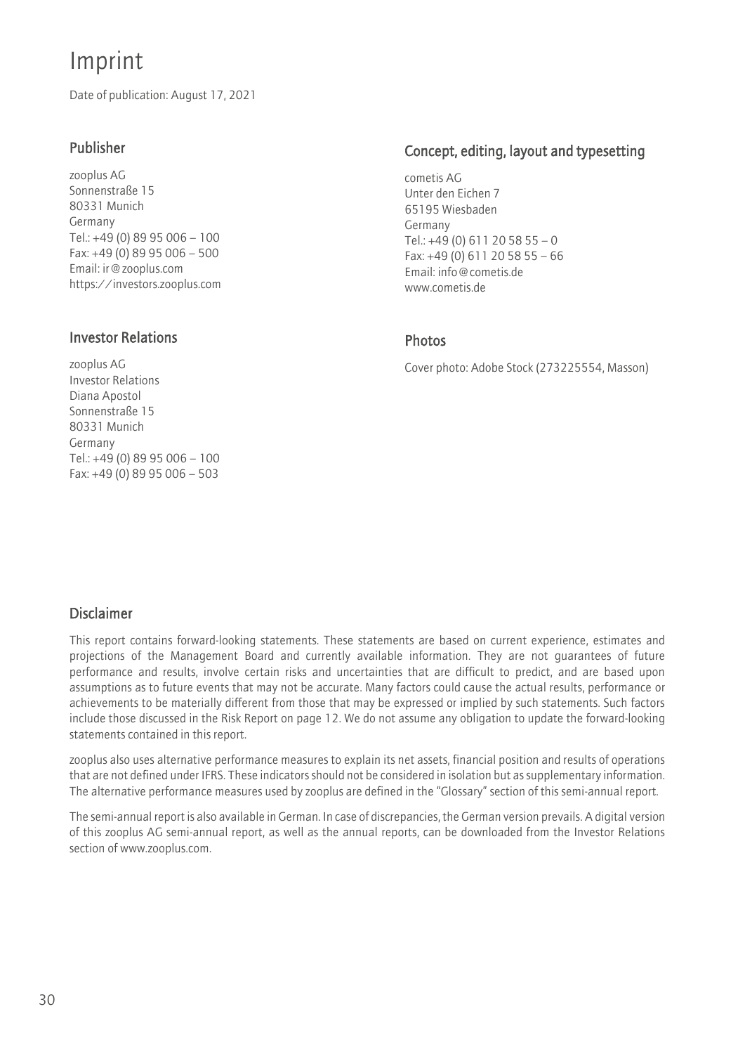# Imprint

Date of publication: August 17, 2021

## Publisher

zooplus AG  
Sonnenstraße 15  
80331 Munich  
Germany  
Tel.: +49 (0) 89 95 006 – 100  
Fax: +49 (0) 89 95 006 – 500  
Email: ir@zooplus.com  
https://investors.zooplus.com

## Investor Relations

zooplus AG  
Investor Relations  
Diana Apostol  
Sonnenstraße 15  
80331 Munich  
Germany  
Tel.: +49 (0) 89 95 006 – 100  
Fax: +49 (0) 89 95 006 – 503

## Concept, editing, layout and typesetting

cometis AG  
Unter den Eichen 7  
65195 Wiesbaden  
Germany  
Tel.: +49 (0) 611 20 58 55 – 0  
Fax: +49 (0) 611 20 58 55 – 66  
Email: info@cometis.de  
www.cometis.de

## Photos

Cover photo: Adobe Stock (273225554, Masson)

## Disclaimer

This report contains forward-looking statements. These statements are based on current experience, estimates and projections of the Management Board and currently available information. They are not guarantees of future performance and results, involve certain risks and uncertainties that are difficult to predict, and are based upon assumptions as to future events that may not be accurate. Many factors could cause the actual results, performance or achievements to be materially different from those that may be expressed or implied by such statements. Such factors include those discussed in the Risk Report on page 12. We do not assume any obligation to update the forward-looking statements contained in this report.

zooplus also uses alternative performance measures to explain its net assets, financial position and results of operations that are not defined under IFRS. These indicators should not be considered in isolation but as supplementary information. The alternative performance measures used by zooplus are defined in the "Glossary" section of this semi-annual report.

The semi-annual report is also available in German. In case of discrepancies, the German version prevails. A digital version of this zooplus AG semi-annual report, as well as the annual reports, can be downloaded from the Investor Relations section of www.zooplus.com.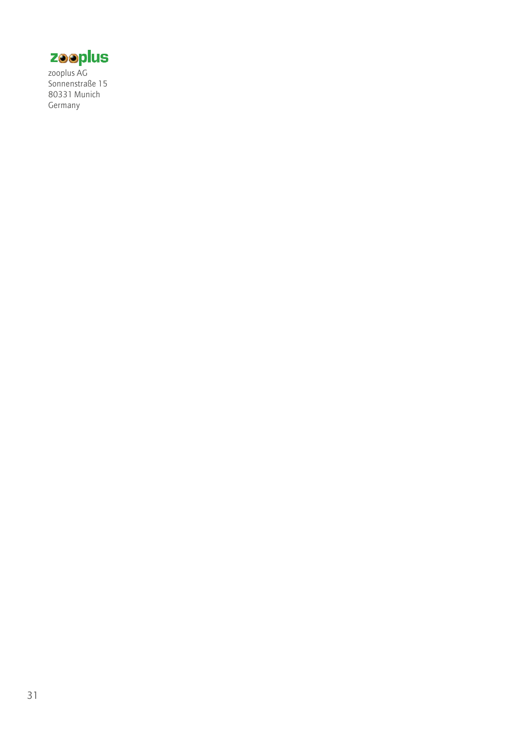zooplus

zooplus AG
Sonnenstraße 15
80331 Munich
Germany